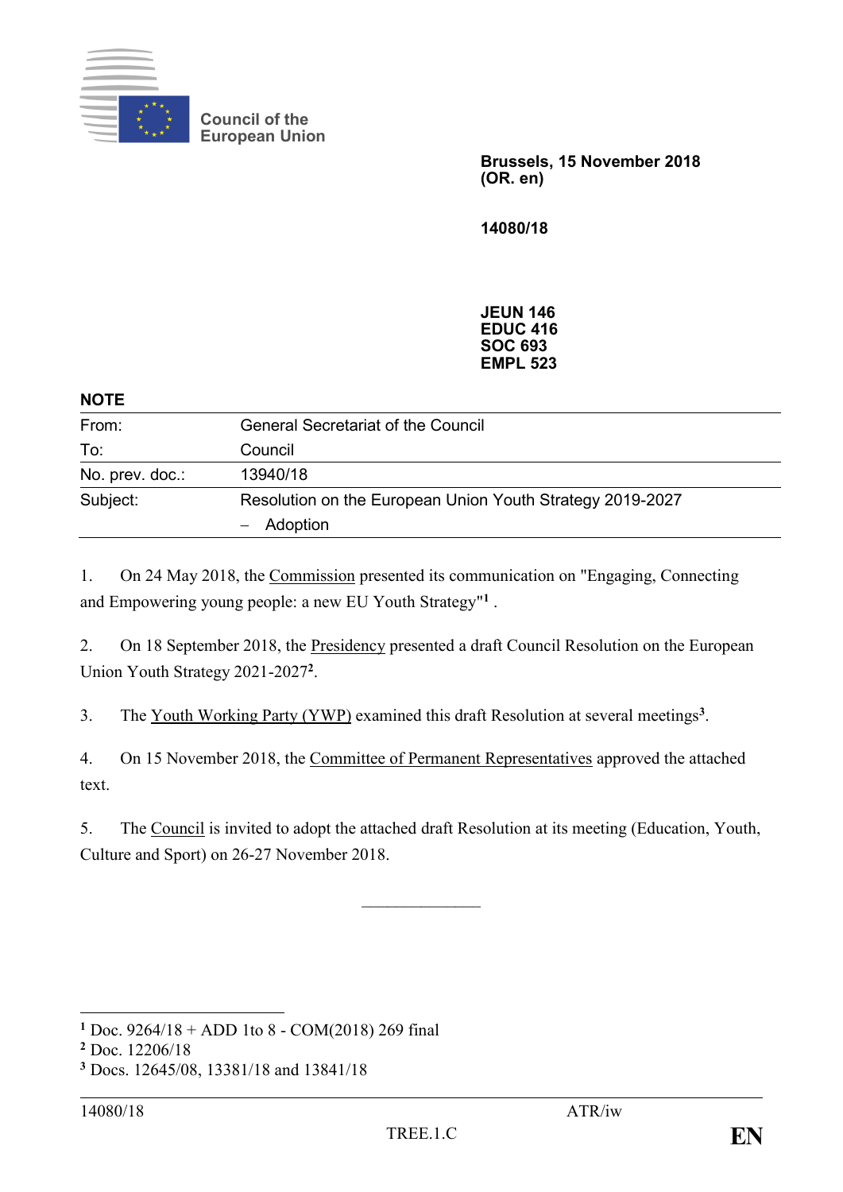Council of the European Union

**Brussels, 15 November 2018**
**(OR. en)**

**14080/18**

**JEUN 146**
**EDUC 416**
**SOC 693**
**EMPL 523**

**NOTE**

| | |
|---|---|
| From: | General Secretariat of the Council |
| To: | Council |
| No. prev. doc.: | 13940/18 |
| Subject: | Resolution on the European Union Youth Strategy 2019-2027<br>– Adoption |

1. On 24 May 2018, the Commission presented its communication on "Engaging, Connecting and Empowering young people: a new EU Youth Strategy"[1] .

2. On 18 September 2018, the Presidency presented a draft Council Resolution on the European Union Youth Strategy 2021-2027[2].

3. The Youth Working Party (YWP) examined this draft Resolution at several meetings[3].

4. On 15 November 2018, the Committee of Permanent Representatives approved the attached text.

5. The Council is invited to adopt the attached draft Resolution at its meeting (Education, Youth, Culture and Sport) on 26-27 November 2018.

---

[1] Doc. 9264/18 + ADD 1to 8 - COM(2018) 269 final
[2] Doc. 12206/18
[3] Docs. 12645/08, 13381/18 and 13841/18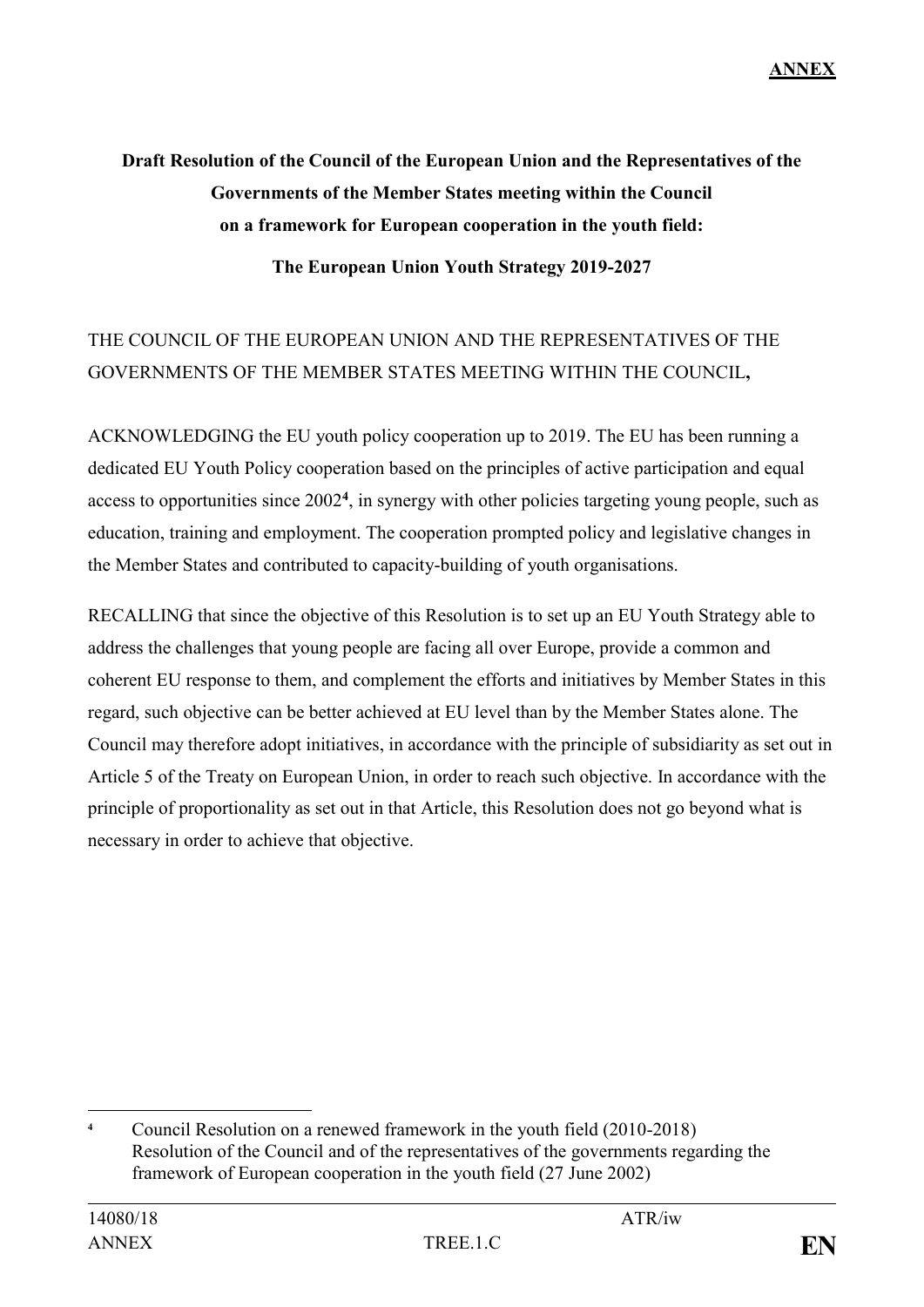**ANNEX**

**Draft Resolution of the Council of the European Union and the Representatives of the Governments of the Member States meeting within the Council on a framework for European cooperation in the youth field:**

**The European Union Youth Strategy 2019-2027**

THE COUNCIL OF THE EUROPEAN UNION AND THE REPRESENTATIVES OF THE GOVERNMENTS OF THE MEMBER STATES MEETING WITHIN THE COUNCIL**,**

ACKNOWLEDGING the EU youth policy cooperation up to 2019. The EU has been running a dedicated EU Youth Policy cooperation based on the principles of active participation and equal access to opportunities since 2002[4], in synergy with other policies targeting young people, such as education, training and employment. The cooperation prompted policy and legislative changes in the Member States and contributed to capacity-building of youth organisations.

RECALLING that since the objective of this Resolution is to set up an EU Youth Strategy able to address the challenges that young people are facing all over Europe, provide a common and coherent EU response to them, and complement the efforts and initiatives by Member States in this regard, such objective can be better achieved at EU level than by the Member States alone. The Council may therefore adopt initiatives, in accordance with the principle of subsidiarity as set out in Article 5 of the Treaty on European Union, in order to reach such objective. In accordance with the principle of proportionality as set out in that Article, this Resolution does not go beyond what is necessary in order to achieve that objective.

---

[4] Council Resolution on a renewed framework in the youth field (2010-2018)
Resolution of the Council and of the representatives of the governments regarding the framework of European cooperation in the youth field (27 June 2002)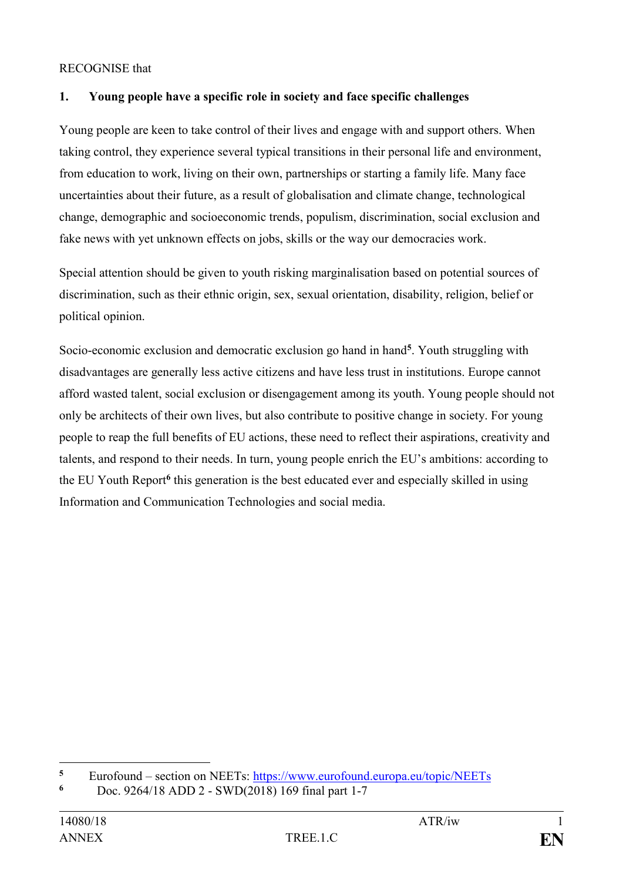RECOGNISE that

## 1. Young people have a specific role in society and face specific challenges

Young people are keen to take control of their lives and engage with and support others. When taking control, they experience several typical transitions in their personal life and environment, from education to work, living on their own, partnerships or starting a family life. Many face uncertainties about their future, as a result of globalisation and climate change, technological change, demographic and socioeconomic trends, populism, discrimination, social exclusion and fake news with yet unknown effects on jobs, skills or the way our democracies work.

Special attention should be given to youth risking marginalisation based on potential sources of discrimination, such as their ethnic origin, sex, sexual orientation, disability, religion, belief or political opinion.

Socio-economic exclusion and democratic exclusion go hand in hand[5]. Youth struggling with disadvantages are generally less active citizens and have less trust in institutions. Europe cannot afford wasted talent, social exclusion or disengagement among its youth. Young people should not only be architects of their own lives, but also contribute to positive change in society. For young people to reap the full benefits of EU actions, these need to reflect their aspirations, creativity and talents, and respond to their needs. In turn, young people enrich the EU's ambitions: according to the EU Youth Report[6] this generation is the best educated ever and especially skilled in using Information and Communication Technologies and social media.

---

[5] Eurofound – section on NEETs: https://www.eurofound.europa.eu/topic/NEETs

[6] Doc. 9264/18 ADD 2 - SWD(2018) 169 final part 1-7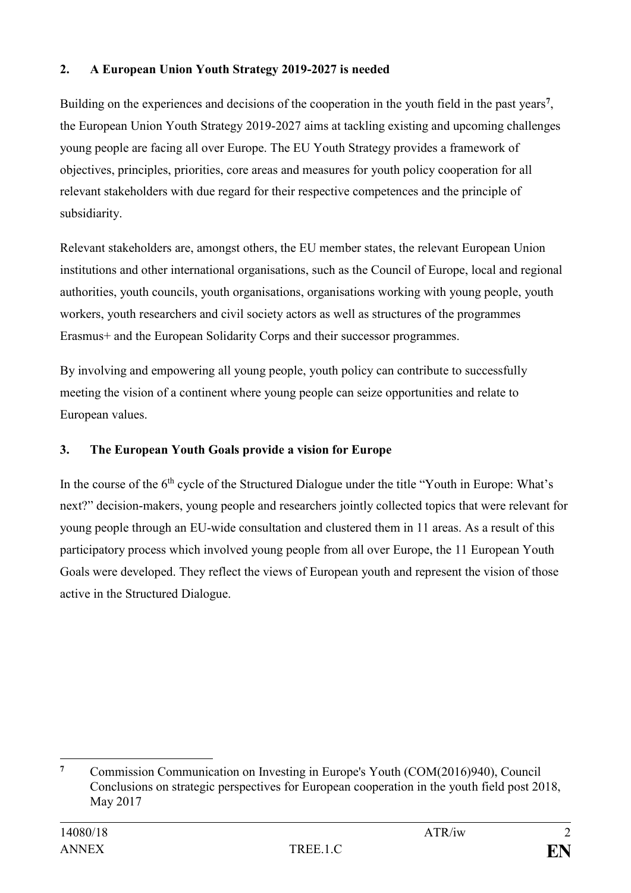## 2. A European Union Youth Strategy 2019-2027 is needed

Building on the experiences and decisions of the cooperation in the youth field in the past years[7], the European Union Youth Strategy 2019-2027 aims at tackling existing and upcoming challenges young people are facing all over Europe. The EU Youth Strategy provides a framework of objectives, principles, priorities, core areas and measures for youth policy cooperation for all relevant stakeholders with due regard for their respective competences and the principle of subsidiarity.

Relevant stakeholders are, amongst others, the EU member states, the relevant European Union institutions and other international organisations, such as the Council of Europe, local and regional authorities, youth councils, youth organisations, organisations working with young people, youth workers, youth researchers and civil society actors as well as structures of the programmes Erasmus+ and the European Solidarity Corps and their successor programmes.

By involving and empowering all young people, youth policy can contribute to successfully meeting the vision of a continent where young people can seize opportunities and relate to European values.

## 3. The European Youth Goals provide a vision for Europe

In the course of the 6th cycle of the Structured Dialogue under the title "Youth in Europe: What's next?" decision-makers, young people and researchers jointly collected topics that were relevant for young people through an EU-wide consultation and clustered them in 11 areas. As a result of this participatory process which involved young people from all over Europe, the 11 European Youth Goals were developed. They reflect the views of European youth and represent the vision of those active in the Structured Dialogue.

---

[7] Commission Communication on Investing in Europe's Youth (COM(2016)940), Council Conclusions on strategic perspectives for European cooperation in the youth field post 2018, May 2017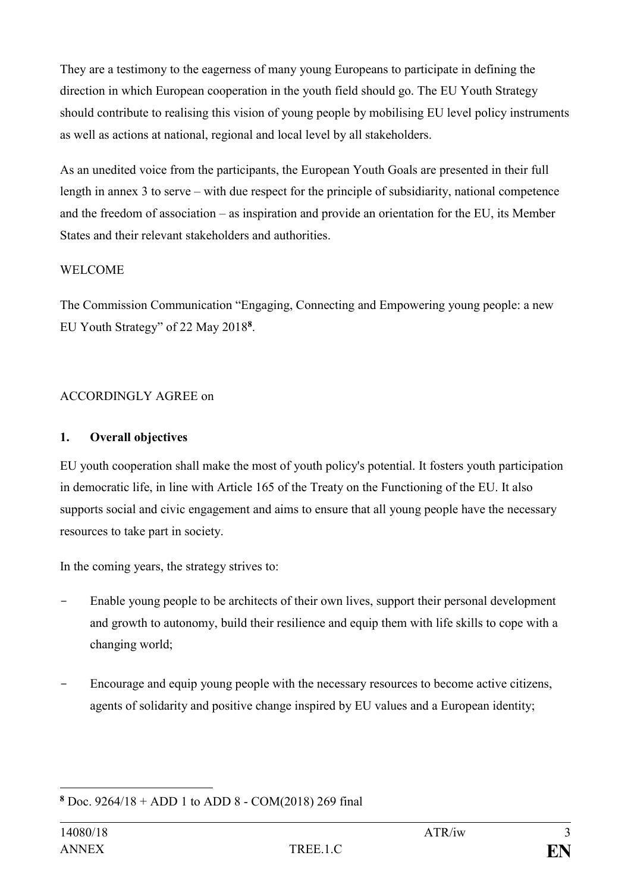They are a testimony to the eagerness of many young Europeans to participate in defining the direction in which European cooperation in the youth field should go. The EU Youth Strategy should contribute to realising this vision of young people by mobilising EU level policy instruments as well as actions at national, regional and local level by all stakeholders.

As an unedited voice from the participants, the European Youth Goals are presented in their full length in annex 3 to serve – with due respect for the principle of subsidiarity, national competence and the freedom of association – as inspiration and provide an orientation for the EU, its Member States and their relevant stakeholders and authorities.

WELCOME

The Commission Communication "Engaging, Connecting and Empowering young people: a new EU Youth Strategy" of 22 May 2018[8].

ACCORDINGLY AGREE on

## 1. Overall objectives

EU youth cooperation shall make the most of youth policy's potential. It fosters youth participation in democratic life, in line with Article 165 of the Treaty on the Functioning of the EU. It also supports social and civic engagement and aims to ensure that all young people have the necessary resources to take part in society.

In the coming years, the strategy strives to:

- Enable young people to be architects of their own lives, support their personal development and growth to autonomy, build their resilience and equip them with life skills to cope with a changing world;
- Encourage and equip young people with the necessary resources to become active citizens, agents of solidarity and positive change inspired by EU values and a European identity;

---

[8] Doc. 9264/18 + ADD 1 to ADD 8 - COM(2018) 269 final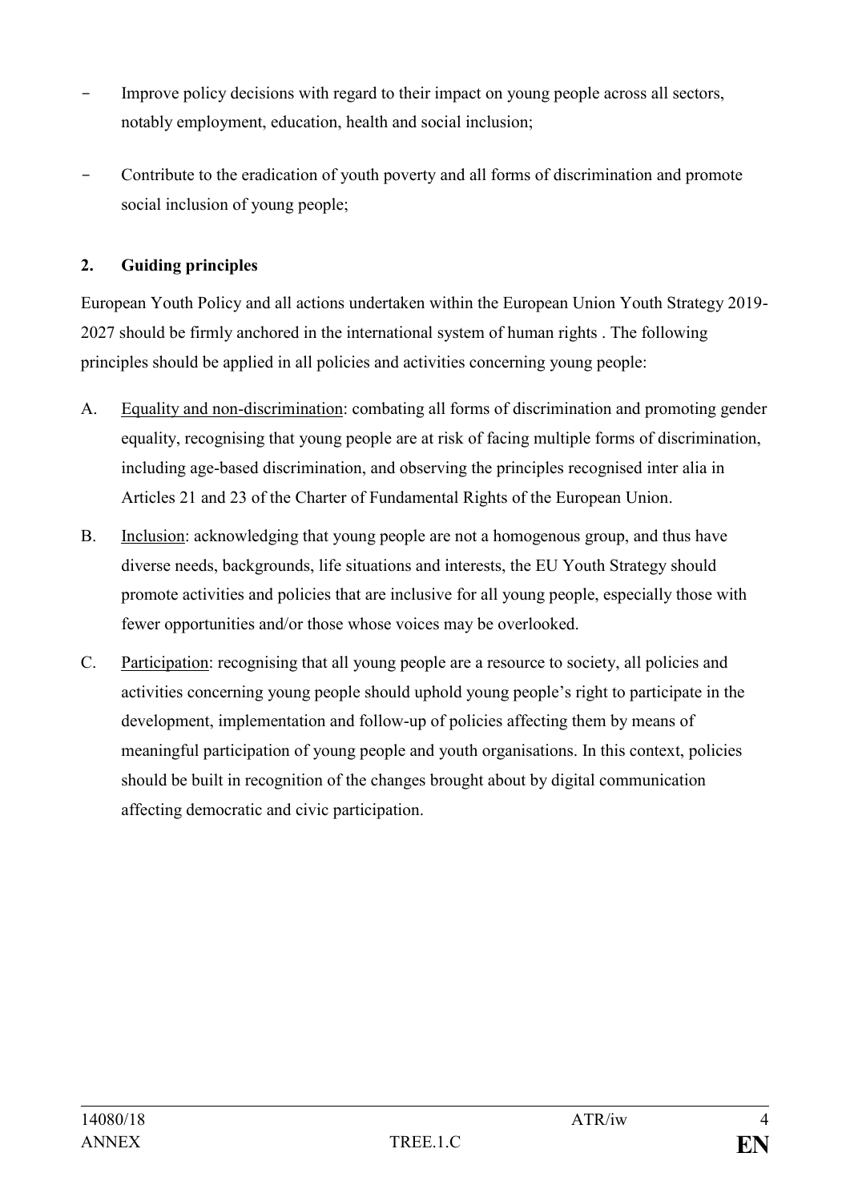- Improve policy decisions with regard to their impact on young people across all sectors, notably employment, education, health and social inclusion;
- Contribute to the eradication of youth poverty and all forms of discrimination and promote social inclusion of young people;

## 2. Guiding principles

European Youth Policy and all actions undertaken within the European Union Youth Strategy 2019-2027 should be firmly anchored in the international system of human rights . The following principles should be applied in all policies and activities concerning young people:

A. <u>Equality and non-discrimination</u>: combating all forms of discrimination and promoting gender equality, recognising that young people are at risk of facing multiple forms of discrimination, including age-based discrimination, and observing the principles recognised inter alia in Articles 21 and 23 of the Charter of Fundamental Rights of the European Union.

B. <u>Inclusion</u>: acknowledging that young people are not a homogenous group, and thus have diverse needs, backgrounds, life situations and interests, the EU Youth Strategy should promote activities and policies that are inclusive for all young people, especially those with fewer opportunities and/or those whose voices may be overlooked.

C. <u>Participation</u>: recognising that all young people are a resource to society, all policies and activities concerning young people should uphold young people's right to participate in the development, implementation and follow-up of policies affecting them by means of meaningful participation of young people and youth organisations. In this context, policies should be built in recognition of the changes brought about by digital communication affecting democratic and civic participation.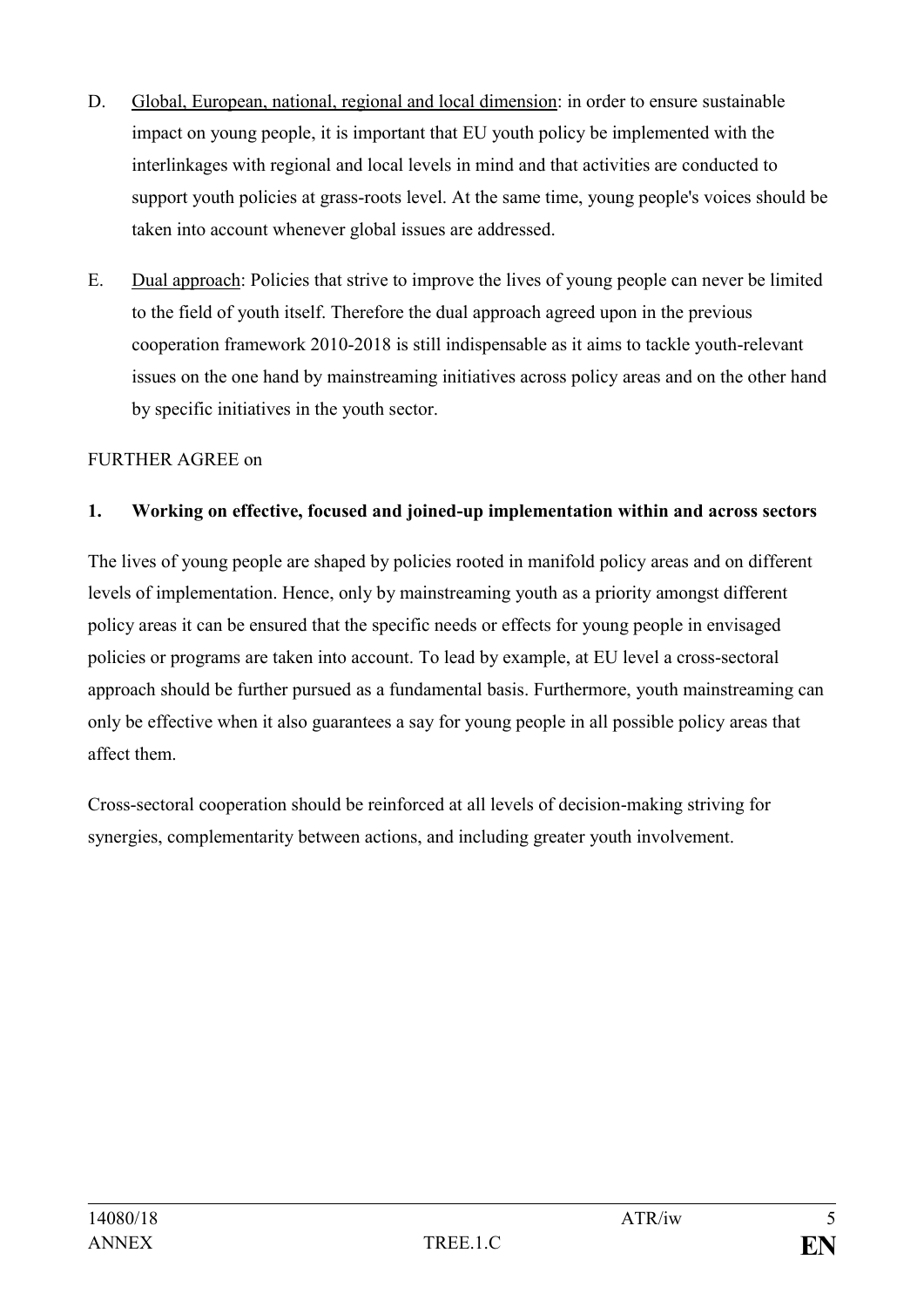D. Global, European, national, regional and local dimension: in order to ensure sustainable impact on young people, it is important that EU youth policy be implemented with the interlinkages with regional and local levels in mind and that activities are conducted to support youth policies at grass-roots level. At the same time, young people's voices should be taken into account whenever global issues are addressed.

E. Dual approach: Policies that strive to improve the lives of young people can never be limited to the field of youth itself. Therefore the dual approach agreed upon in the previous cooperation framework 2010-2018 is still indispensable as it aims to tackle youth-relevant issues on the one hand by mainstreaming initiatives across policy areas and on the other hand by specific initiatives in the youth sector.

FURTHER AGREE on

**1. Working on effective, focused and joined-up implementation within and across sectors**

The lives of young people are shaped by policies rooted in manifold policy areas and on different levels of implementation. Hence, only by mainstreaming youth as a priority amongst different policy areas it can be ensured that the specific needs or effects for young people in envisaged policies or programs are taken into account. To lead by example, at EU level a cross-sectoral approach should be further pursued as a fundamental basis. Furthermore, youth mainstreaming can only be effective when it also guarantees a say for young people in all possible policy areas that affect them.

Cross-sectoral cooperation should be reinforced at all levels of decision-making striving for synergies, complementarity between actions, and including greater youth involvement.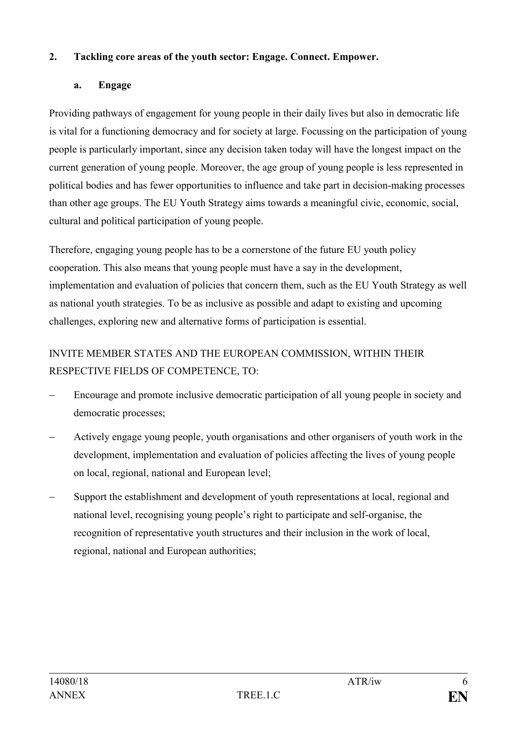## 2. Tackling core areas of the youth sector: Engage. Connect. Empower.

### a. Engage

Providing pathways of engagement for young people in their daily lives but also in democratic life is vital for a functioning democracy and for society at large. Focussing on the participation of young people is particularly important, since any decision taken today will have the longest impact on the current generation of young people. Moreover, the age group of young people is less represented in political bodies and has fewer opportunities to influence and take part in decision-making processes than other age groups. The EU Youth Strategy aims towards a meaningful civic, economic, social, cultural and political participation of young people.

Therefore, engaging young people has to be a cornerstone of the future EU youth policy cooperation. This also means that young people must have a say in the development, implementation and evaluation of policies that concern them, such as the EU Youth Strategy as well as national youth strategies. To be as inclusive as possible and adapt to existing and upcoming challenges, exploring new and alternative forms of participation is essential.

INVITE MEMBER STATES AND THE EUROPEAN COMMISSION, WITHIN THEIR RESPECTIVE FIELDS OF COMPETENCE, TO:

- Encourage and promote inclusive democratic participation of all young people in society and democratic processes;
- Actively engage young people, youth organisations and other organisers of youth work in the development, implementation and evaluation of policies affecting the lives of young people on local, regional, national and European level;
- Support the establishment and development of youth representations at local, regional and national level, recognising young people's right to participate and self-organise, the recognition of representative youth structures and their inclusion in the work of local, regional, national and European authorities;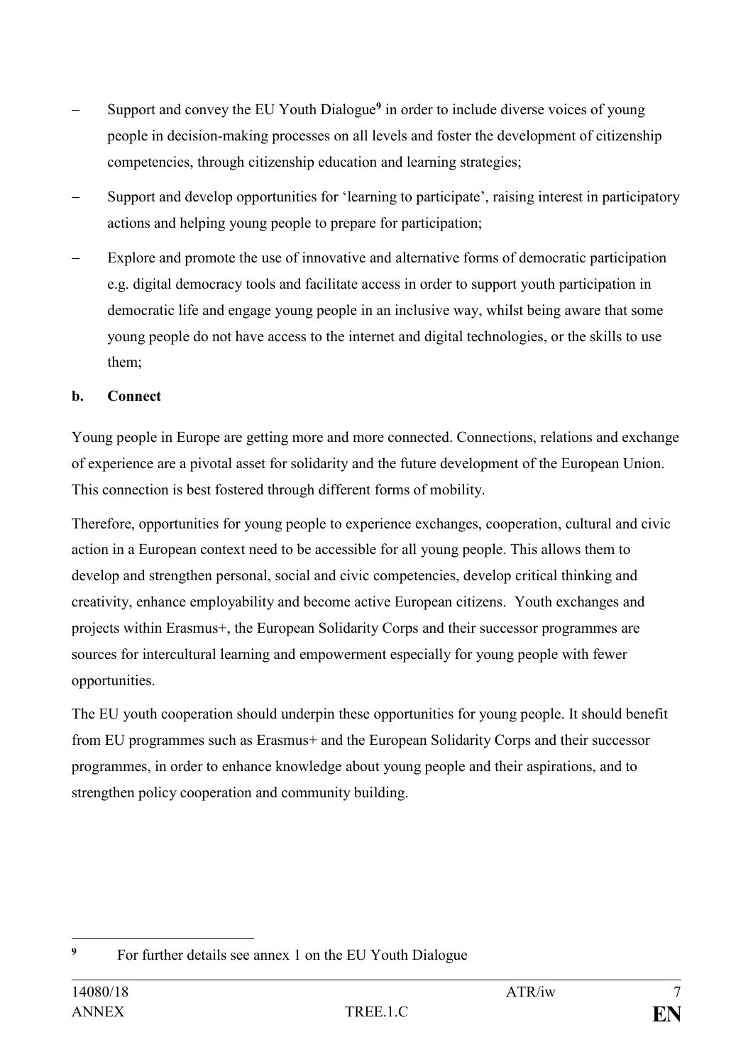- Support and convey the EU Youth Dialogue[9] in order to include diverse voices of young people in decision-making processes on all levels and foster the development of citizenship competencies, through citizenship education and learning strategies;
- Support and develop opportunities for 'learning to participate', raising interest in participatory actions and helping young people to prepare for participation;
- Explore and promote the use of innovative and alternative forms of democratic participation e.g. digital democracy tools and facilitate access in order to support youth participation in democratic life and engage young people in an inclusive way, whilst being aware that some young people do not have access to the internet and digital technologies, or the skills to use them;

**b. Connect**

Young people in Europe are getting more and more connected. Connections, relations and exchange of experience are a pivotal asset for solidarity and the future development of the European Union. This connection is best fostered through different forms of mobility.

Therefore, opportunities for young people to experience exchanges, cooperation, cultural and civic action in a European context need to be accessible for all young people. This allows them to develop and strengthen personal, social and civic competencies, develop critical thinking and creativity, enhance employability and become active European citizens. Youth exchanges and projects within Erasmus+, the European Solidarity Corps and their successor programmes are sources for intercultural learning and empowerment especially for young people with fewer opportunities.

The EU youth cooperation should underpin these opportunities for young people. It should benefit from EU programmes such as Erasmus+ and the European Solidarity Corps and their successor programmes, in order to enhance knowledge about young people and their aspirations, and to strengthen policy cooperation and community building.

[9] For further details see annex 1 on the EU Youth Dialogue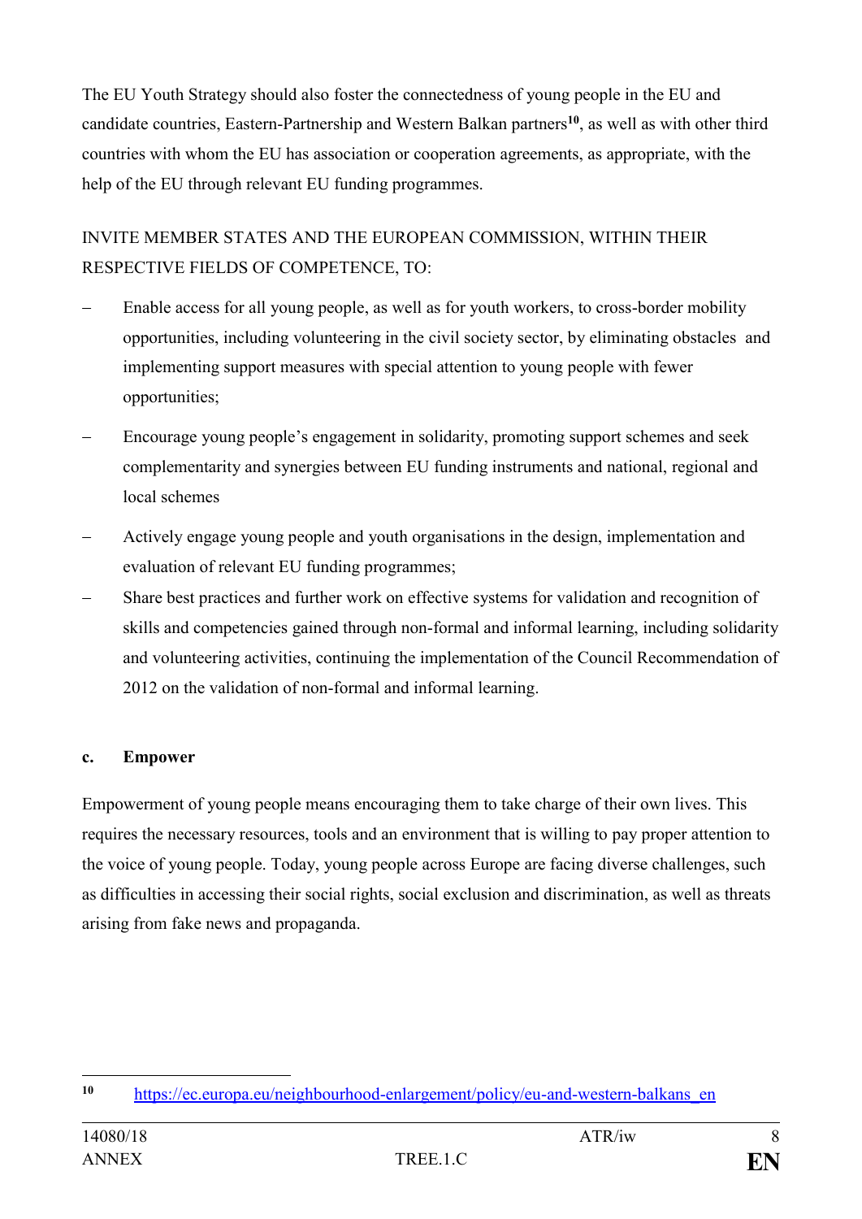The EU Youth Strategy should also foster the connectedness of young people in the EU and candidate countries, Eastern-Partnership and Western Balkan partners[10], as well as with other third countries with whom the EU has association or cooperation agreements, as appropriate, with the help of the EU through relevant EU funding programmes.

INVITE MEMBER STATES AND THE EUROPEAN COMMISSION, WITHIN THEIR RESPECTIVE FIELDS OF COMPETENCE, TO:

- Enable access for all young people, as well as for youth workers, to cross-border mobility opportunities, including volunteering in the civil society sector, by eliminating obstacles and implementing support measures with special attention to young people with fewer opportunities;
- Encourage young people's engagement in solidarity, promoting support schemes and seek complementarity and synergies between EU funding instruments and national, regional and local schemes
- Actively engage young people and youth organisations in the design, implementation and evaluation of relevant EU funding programmes;
- Share best practices and further work on effective systems for validation and recognition of skills and competencies gained through non-formal and informal learning, including solidarity and volunteering activities, continuing the implementation of the Council Recommendation of 2012 on the validation of non-formal and informal learning.

**c. Empower**

Empowerment of young people means encouraging them to take charge of their own lives. This requires the necessary resources, tools and an environment that is willing to pay proper attention to the voice of young people. Today, young people across Europe are facing diverse challenges, such as difficulties in accessing their social rights, social exclusion and discrimination, as well as threats arising from fake news and propaganda.

---

[10] https://ec.europa.eu/neighbourhood-enlargement/policy/eu-and-western-balkans_en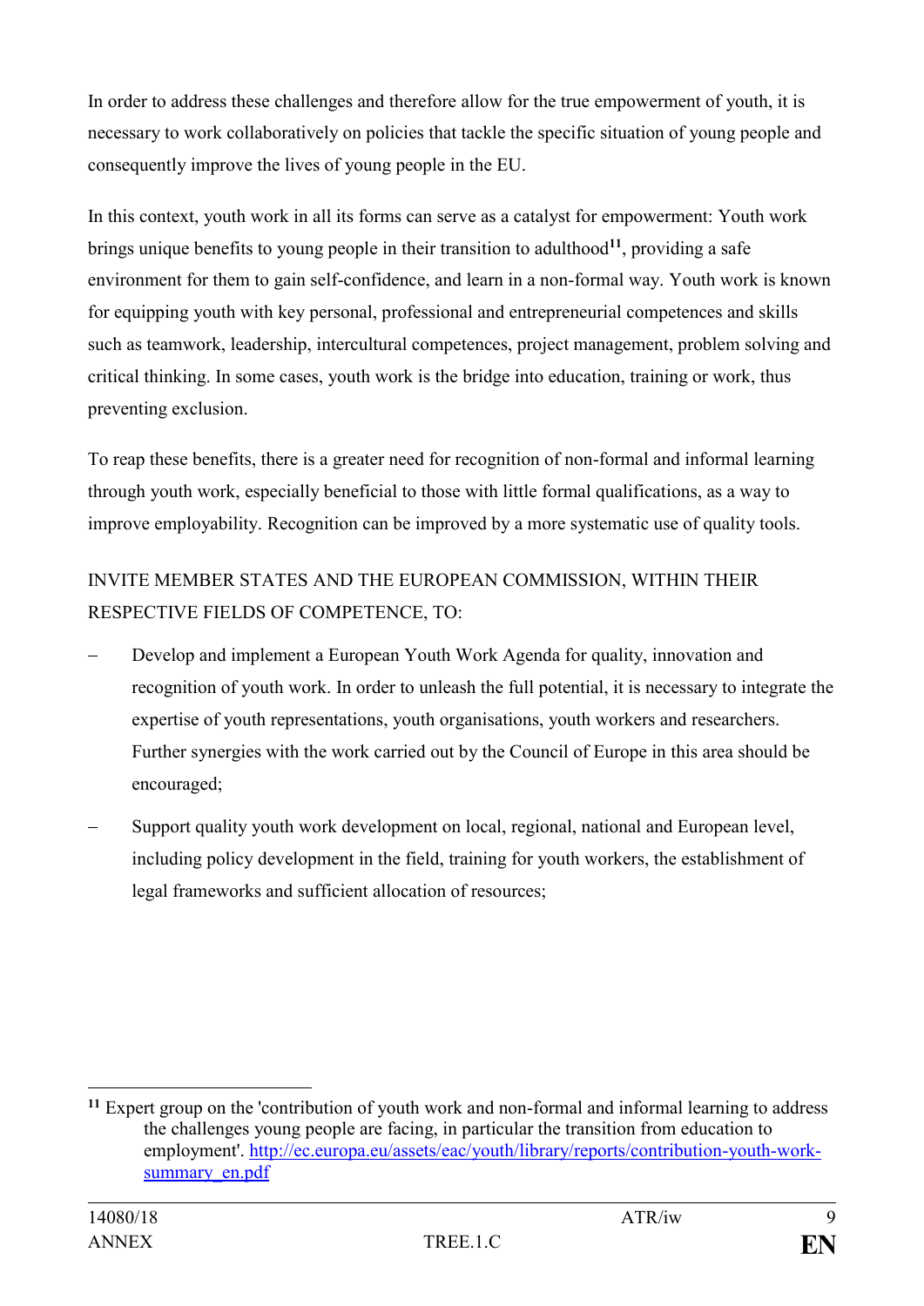In order to address these challenges and therefore allow for the true empowerment of youth, it is necessary to work collaboratively on policies that tackle the specific situation of young people and consequently improve the lives of young people in the EU.

In this context, youth work in all its forms can serve as a catalyst for empowerment: Youth work brings unique benefits to young people in their transition to adulthood[11], providing a safe environment for them to gain self-confidence, and learn in a non-formal way. Youth work is known for equipping youth with key personal, professional and entrepreneurial competences and skills such as teamwork, leadership, intercultural competences, project management, problem solving and critical thinking. In some cases, youth work is the bridge into education, training or work, thus preventing exclusion.

To reap these benefits, there is a greater need for recognition of non-formal and informal learning through youth work, especially beneficial to those with little formal qualifications, as a way to improve employability. Recognition can be improved by a more systematic use of quality tools.

INVITE MEMBER STATES AND THE EUROPEAN COMMISSION, WITHIN THEIR RESPECTIVE FIELDS OF COMPETENCE, TO:

- Develop and implement a European Youth Work Agenda for quality, innovation and recognition of youth work. In order to unleash the full potential, it is necessary to integrate the expertise of youth representations, youth organisations, youth workers and researchers. Further synergies with the work carried out by the Council of Europe in this area should be encouraged;
- Support quality youth work development on local, regional, national and European level, including policy development in the field, training for youth workers, the establishment of legal frameworks and sufficient allocation of resources;

---

[11] Expert group on the 'contribution of youth work and non-formal and informal learning to address the challenges young people are facing, in particular the transition from education to employment'. http://ec.europa.eu/assets/eac/youth/library/reports/contribution-youth-work-summary_en.pdf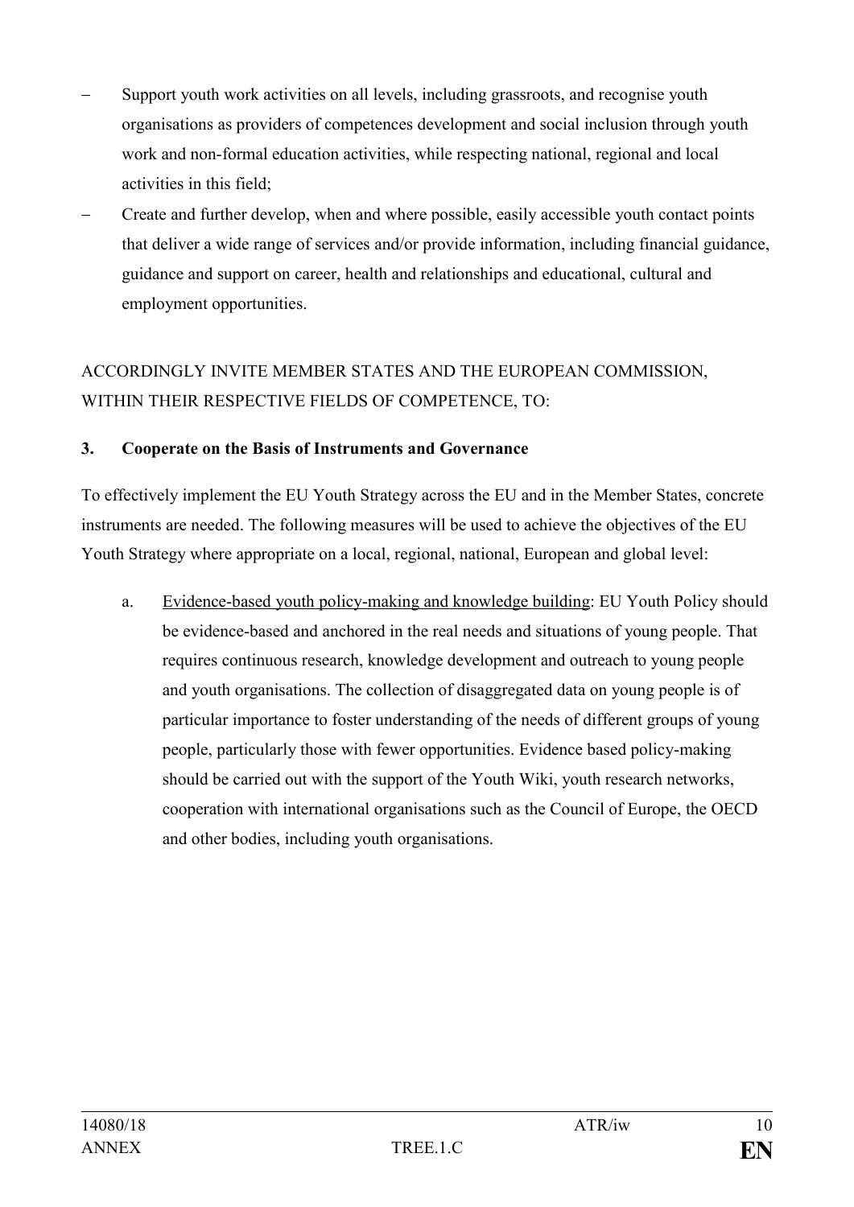- Support youth work activities on all levels, including grassroots, and recognise youth organisations as providers of competences development and social inclusion through youth work and non-formal education activities, while respecting national, regional and local activities in this field;
- Create and further develop, when and where possible, easily accessible youth contact points that deliver a wide range of services and/or provide information, including financial guidance, guidance and support on career, health and relationships and educational, cultural and employment opportunities.

ACCORDINGLY INVITE MEMBER STATES AND THE EUROPEAN COMMISSION, WITHIN THEIR RESPECTIVE FIELDS OF COMPETENCE, TO:

**3. Cooperate on the Basis of Instruments and Governance**

To effectively implement the EU Youth Strategy across the EU and in the Member States, concrete instruments are needed. The following measures will be used to achieve the objectives of the EU Youth Strategy where appropriate on a local, regional, national, European and global level:

a. Evidence-based youth policy-making and knowledge building: EU Youth Policy should be evidence-based and anchored in the real needs and situations of young people. That requires continuous research, knowledge development and outreach to young people and youth organisations. The collection of disaggregated data on young people is of particular importance to foster understanding of the needs of different groups of young people, particularly those with fewer opportunities. Evidence based policy-making should be carried out with the support of the Youth Wiki, youth research networks, cooperation with international organisations such as the Council of Europe, the OECD and other bodies, including youth organisations.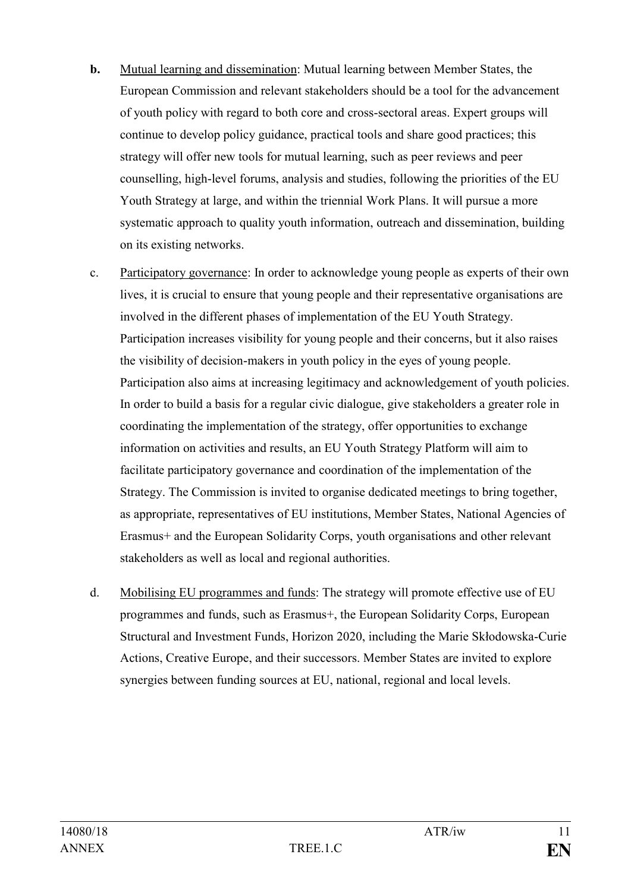**b.** Mutual learning and dissemination: Mutual learning between Member States, the European Commission and relevant stakeholders should be a tool for the advancement of youth policy with regard to both core and cross-sectoral areas. Expert groups will continue to develop policy guidance, practical tools and share good practices; this strategy will offer new tools for mutual learning, such as peer reviews and peer counselling, high-level forums, analysis and studies, following the priorities of the EU Youth Strategy at large, and within the triennial Work Plans. It will pursue a more systematic approach to quality youth information, outreach and dissemination, building on its existing networks.

c. Participatory governance: In order to acknowledge young people as experts of their own lives, it is crucial to ensure that young people and their representative organisations are involved in the different phases of implementation of the EU Youth Strategy. Participation increases visibility for young people and their concerns, but it also raises the visibility of decision-makers in youth policy in the eyes of young people. Participation also aims at increasing legitimacy and acknowledgement of youth policies. In order to build a basis for a regular civic dialogue, give stakeholders a greater role in coordinating the implementation of the strategy, offer opportunities to exchange information on activities and results, an EU Youth Strategy Platform will aim to facilitate participatory governance and coordination of the implementation of the Strategy. The Commission is invited to organise dedicated meetings to bring together, as appropriate, representatives of EU institutions, Member States, National Agencies of Erasmus+ and the European Solidarity Corps, youth organisations and other relevant stakeholders as well as local and regional authorities.

d. Mobilising EU programmes and funds: The strategy will promote effective use of EU programmes and funds, such as Erasmus+, the European Solidarity Corps, European Structural and Investment Funds, Horizon 2020, including the Marie Skłodowska-Curie Actions, Creative Europe, and their successors. Member States are invited to explore synergies between funding sources at EU, national, regional and local levels.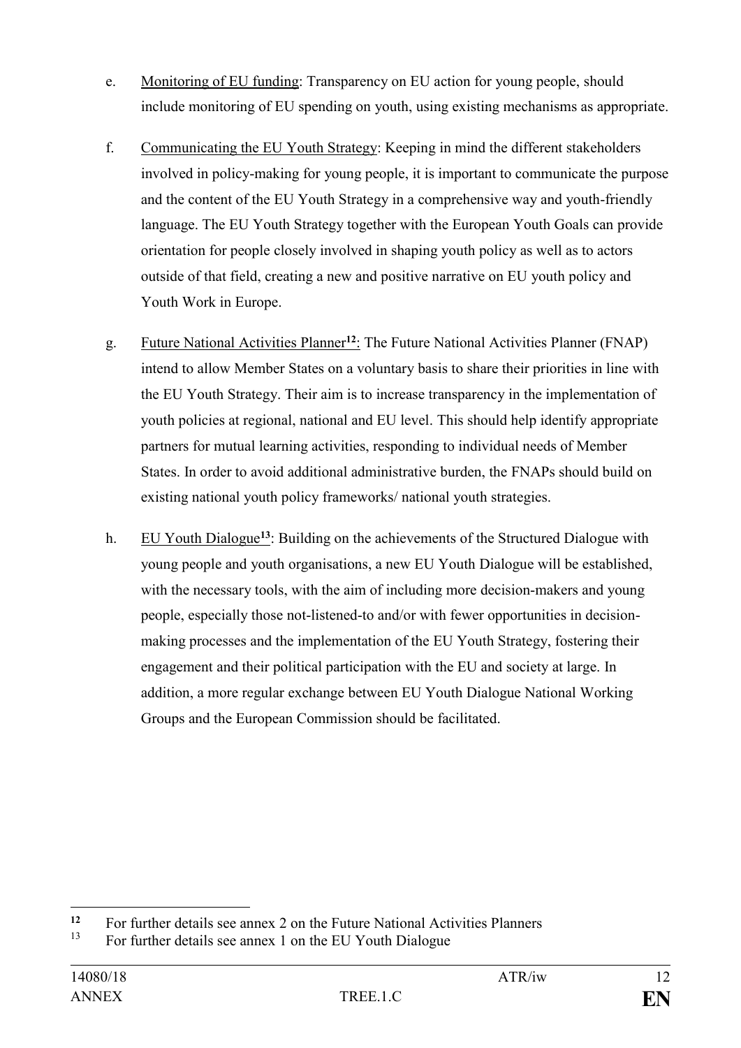e. Monitoring of EU funding: Transparency on EU action for young people, should include monitoring of EU spending on youth, using existing mechanisms as appropriate.

f. Communicating the EU Youth Strategy: Keeping in mind the different stakeholders involved in policy-making for young people, it is important to communicate the purpose and the content of the EU Youth Strategy in a comprehensive way and youth-friendly language. The EU Youth Strategy together with the European Youth Goals can provide orientation for people closely involved in shaping youth policy as well as to actors outside of that field, creating a new and positive narrative on EU youth policy and Youth Work in Europe.

g. Future National Activities Planner[12]: The Future National Activities Planner (FNAP) intend to allow Member States on a voluntary basis to share their priorities in line with the EU Youth Strategy. Their aim is to increase transparency in the implementation of youth policies at regional, national and EU level. This should help identify appropriate partners for mutual learning activities, responding to individual needs of Member States. In order to avoid additional administrative burden, the FNAPs should build on existing national youth policy frameworks/ national youth strategies.

h. EU Youth Dialogue[13]: Building on the achievements of the Structured Dialogue with young people and youth organisations, a new EU Youth Dialogue will be established, with the necessary tools, with the aim of including more decision-makers and young people, especially those not-listened-to and/or with fewer opportunities in decision-making processes and the implementation of the EU Youth Strategy, fostering their engagement and their political participation with the EU and society at large. In addition, a more regular exchange between EU Youth Dialogue National Working Groups and the European Commission should be facilitated.

---

[12] For further details see annex 2 on the Future National Activities Planners

[13] For further details see annex 1 on the EU Youth Dialogue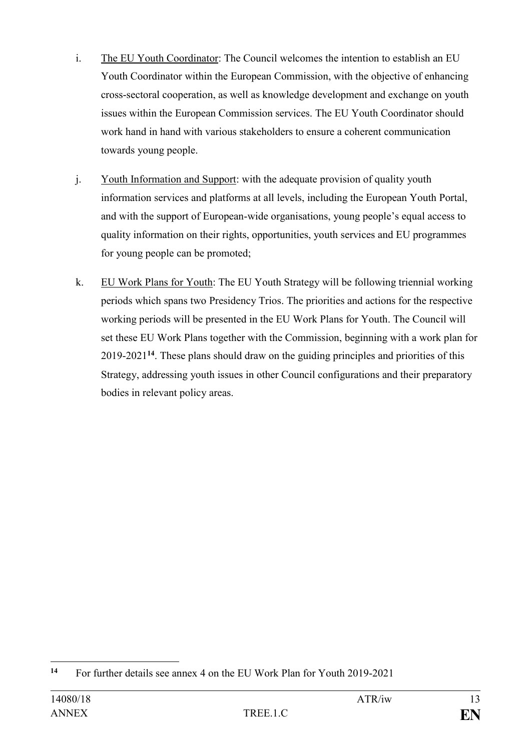i. The EU Youth Coordinator: The Council welcomes the intention to establish an EU Youth Coordinator within the European Commission, with the objective of enhancing cross-sectoral cooperation, as well as knowledge development and exchange on youth issues within the European Commission services. The EU Youth Coordinator should work hand in hand with various stakeholders to ensure a coherent communication towards young people.

j. Youth Information and Support: with the adequate provision of quality youth information services and platforms at all levels, including the European Youth Portal, and with the support of European-wide organisations, young people's equal access to quality information on their rights, opportunities, youth services and EU programmes for young people can be promoted;

k. EU Work Plans for Youth: The EU Youth Strategy will be following triennial working periods which spans two Presidency Trios. The priorities and actions for the respective working periods will be presented in the EU Work Plans for Youth. The Council will set these EU Work Plans together with the Commission, beginning with a work plan for 2019-2021[14]. These plans should draw on the guiding principles and priorities of this Strategy, addressing youth issues in other Council configurations and their preparatory bodies in relevant policy areas.

---

[14] For further details see annex 4 on the EU Work Plan for Youth 2019-2021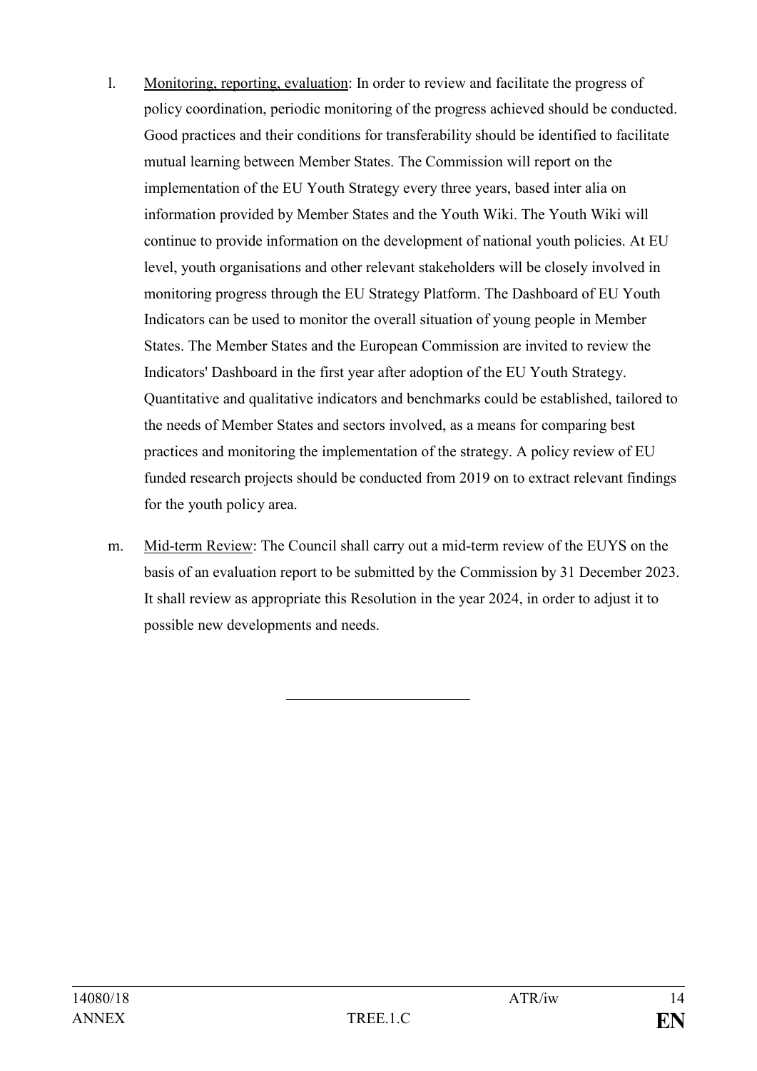l. Monitoring, reporting, evaluation: In order to review and facilitate the progress of policy coordination, periodic monitoring of the progress achieved should be conducted. Good practices and their conditions for transferability should be identified to facilitate mutual learning between Member States. The Commission will report on the implementation of the EU Youth Strategy every three years, based inter alia on information provided by Member States and the Youth Wiki. The Youth Wiki will continue to provide information on the development of national youth policies. At EU level, youth organisations and other relevant stakeholders will be closely involved in monitoring progress through the EU Strategy Platform. The Dashboard of EU Youth Indicators can be used to monitor the overall situation of young people in Member States. The Member States and the European Commission are invited to review the Indicators' Dashboard in the first year after adoption of the EU Youth Strategy. Quantitative and qualitative indicators and benchmarks could be established, tailored to the needs of Member States and sectors involved, as a means for comparing best practices and monitoring the implementation of the strategy. A policy review of EU funded research projects should be conducted from 2019 on to extract relevant findings for the youth policy area.

m. Mid-term Review: The Council shall carry out a mid-term review of the EUYS on the basis of an evaluation report to be submitted by the Commission by 31 December 2023. It shall review as appropriate this Resolution in the year 2024, in order to adjust it to possible new developments and needs.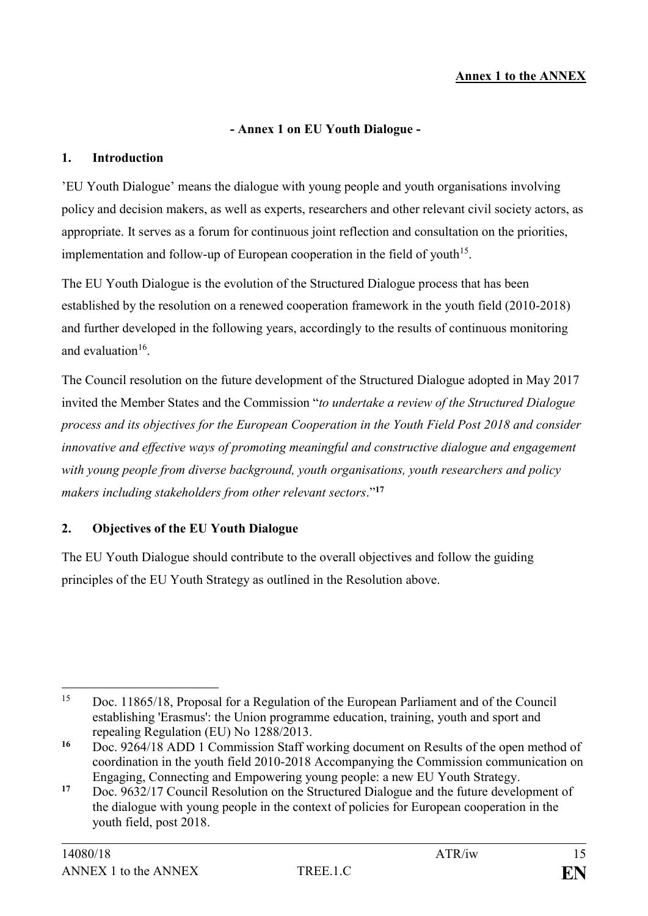**Annex 1 to the ANNEX**

**- Annex 1 on EU Youth Dialogue -**

## 1. Introduction

'EU Youth Dialogue' means the dialogue with young people and youth organisations involving policy and decision makers, as well as experts, researchers and other relevant civil society actors, as appropriate. It serves as a forum for continuous joint reflection and consultation on the priorities, implementation and follow-up of European cooperation in the field of youth[15].

The EU Youth Dialogue is the evolution of the Structured Dialogue process that has been established by the resolution on a renewed cooperation framework in the youth field (2010-2018) and further developed in the following years, accordingly to the results of continuous monitoring and evaluation[16].

The Council resolution on the future development of the Structured Dialogue adopted in May 2017 invited the Member States and the Commission "*to undertake a review of the Structured Dialogue process and its objectives for the European Cooperation in the Youth Field Post 2018 and consider innovative and effective ways of promoting meaningful and constructive dialogue and engagement with young people from diverse background, youth organisations, youth researchers and policy makers including stakeholders from other relevant sectors*."[17]

## 2. Objectives of the EU Youth Dialogue

The EU Youth Dialogue should contribute to the overall objectives and follow the guiding principles of the EU Youth Strategy as outlined in the Resolution above.

---

[15] Doc. 11865/18, Proposal for a Regulation of the European Parliament and of the Council establishing 'Erasmus': the Union programme education, training, youth and sport and repealing Regulation (EU) No 1288/2013.

[16] Doc. 9264/18 ADD 1 Commission Staff working document on Results of the open method of coordination in the youth field 2010-2018 Accompanying the Commission communication on Engaging, Connecting and Empowering young people: a new EU Youth Strategy.

[17] Doc. 9632/17 Council Resolution on the Structured Dialogue and the future development of the dialogue with young people in the context of policies for European cooperation in the youth field, post 2018.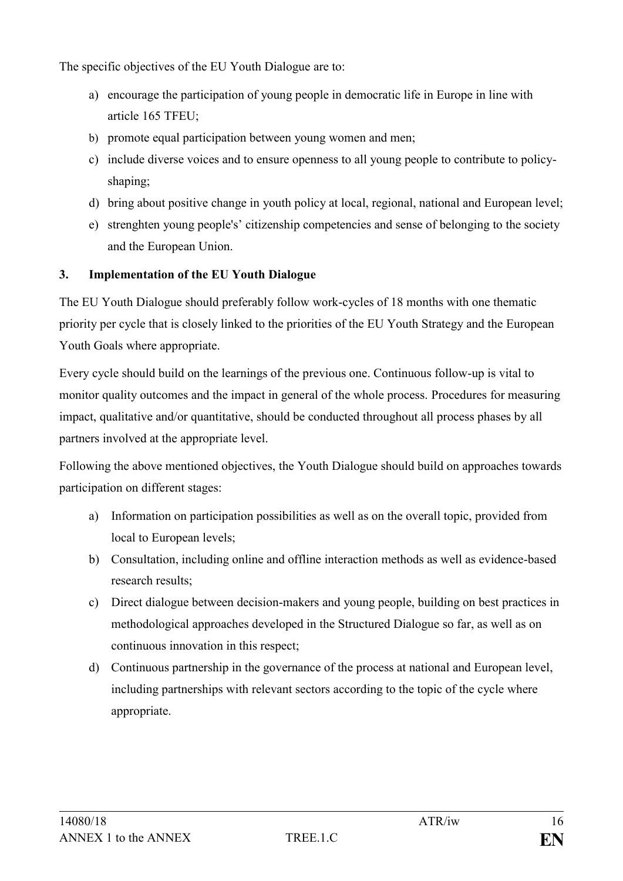The specific objectives of the EU Youth Dialogue are to:

a) encourage the participation of young people in democratic life in Europe in line with article 165 TFEU;
b) promote equal participation between young women and men;
c) include diverse voices and to ensure openness to all young people to contribute to policy-shaping;
d) bring about positive change in youth policy at local, regional, national and European level;
e) strenghten young people's' citizenship competencies and sense of belonging to the society and the European Union.

## 3. Implementation of the EU Youth Dialogue

The EU Youth Dialogue should preferably follow work-cycles of 18 months with one thematic priority per cycle that is closely linked to the priorities of the EU Youth Strategy and the European Youth Goals where appropriate.

Every cycle should build on the learnings of the previous one. Continuous follow-up is vital to monitor quality outcomes and the impact in general of the whole process. Procedures for measuring impact, qualitative and/or quantitative, should be conducted throughout all process phases by all partners involved at the appropriate level.

Following the above mentioned objectives, the Youth Dialogue should build on approaches towards participation on different stages:

a) Information on participation possibilities as well as on the overall topic, provided from local to European levels;
b) Consultation, including online and offline interaction methods as well as evidence-based research results;
c) Direct dialogue between decision-makers and young people, building on best practices in methodological approaches developed in the Structured Dialogue so far, as well as on continuous innovation in this respect;
d) Continuous partnership in the governance of the process at national and European level, including partnerships with relevant sectors according to the topic of the cycle where appropriate.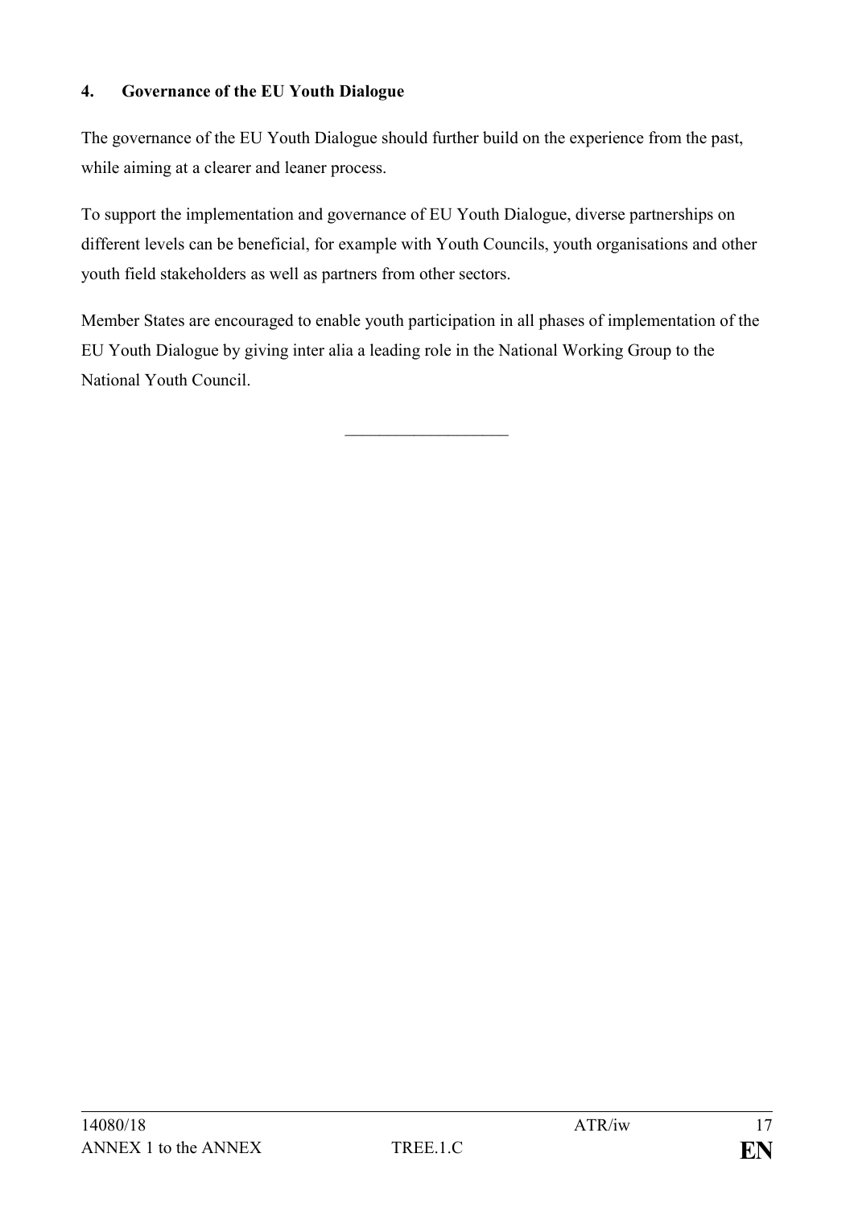## 4. Governance of the EU Youth Dialogue

The governance of the EU Youth Dialogue should further build on the experience from the past, while aiming at a clearer and leaner process.

To support the implementation and governance of EU Youth Dialogue, diverse partnerships on different levels can be beneficial, for example with Youth Councils, youth organisations and other youth field stakeholders as well as partners from other sectors.

Member States are encouraged to enable youth participation in all phases of implementation of the EU Youth Dialogue by giving inter alia a leading role in the National Working Group to the National Youth Council.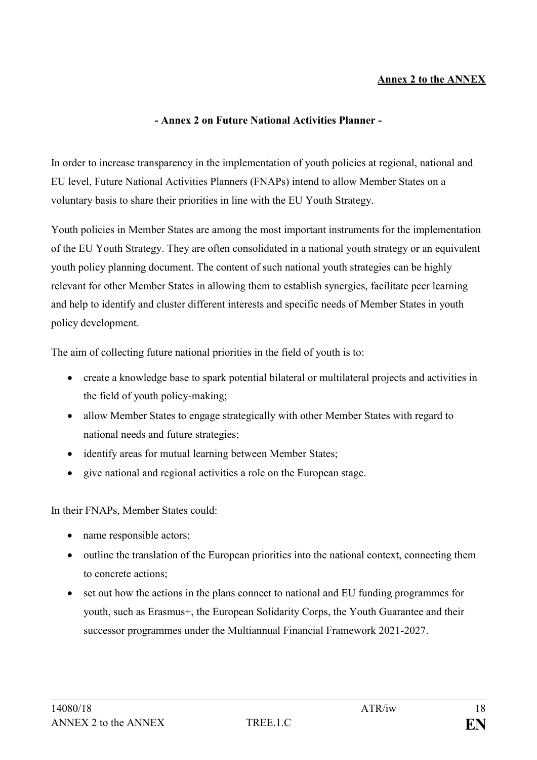**Annex 2 to the ANNEX**

## - Annex 2 on Future National Activities Planner -

In order to increase transparency in the implementation of youth policies at regional, national and EU level, Future National Activities Planners (FNAPs) intend to allow Member States on a voluntary basis to share their priorities in line with the EU Youth Strategy.

Youth policies in Member States are among the most important instruments for the implementation of the EU Youth Strategy. They are often consolidated in a national youth strategy or an equivalent youth policy planning document. The content of such national youth strategies can be highly relevant for other Member States in allowing them to establish synergies, facilitate peer learning and help to identify and cluster different interests and specific needs of Member States in youth policy development.

The aim of collecting future national priorities in the field of youth is to:

- create a knowledge base to spark potential bilateral or multilateral projects and activities in the field of youth policy-making;
- allow Member States to engage strategically with other Member States with regard to national needs and future strategies;
- identify areas for mutual learning between Member States;
- give national and regional activities a role on the European stage.

In their FNAPs, Member States could:

- name responsible actors;
- outline the translation of the European priorities into the national context, connecting them to concrete actions;
- set out how the actions in the plans connect to national and EU funding programmes for youth, such as Erasmus+, the European Solidarity Corps, the Youth Guarantee and their successor programmes under the Multiannual Financial Framework 2021-2027.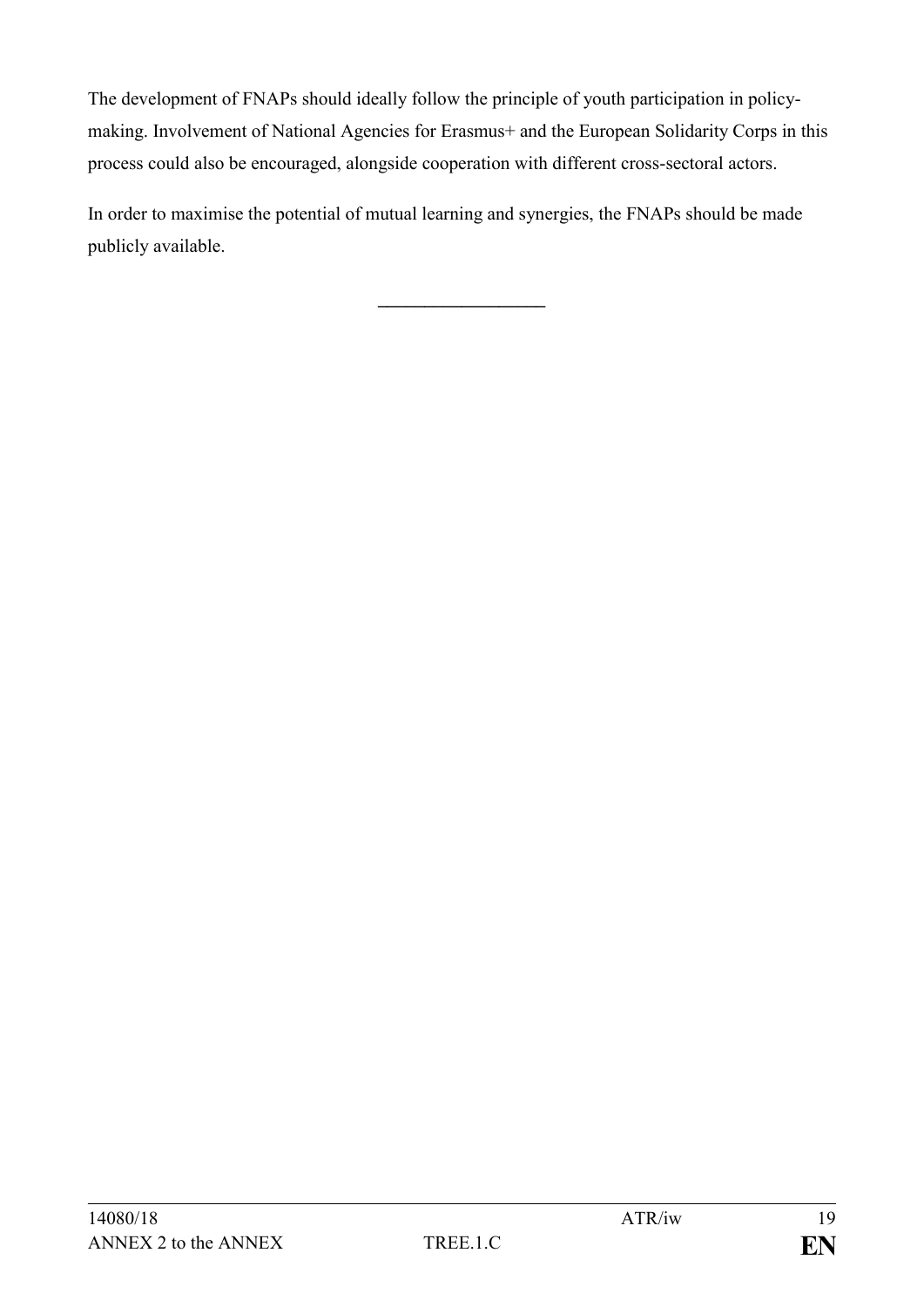The development of FNAPs should ideally follow the principle of youth participation in policy-making. Involvement of National Agencies for Erasmus+ and the European Solidarity Corps in this process could also be encouraged, alongside cooperation with different cross-sectoral actors.

In order to maximise the potential of mutual learning and synergies, the FNAPs should be made publicly available.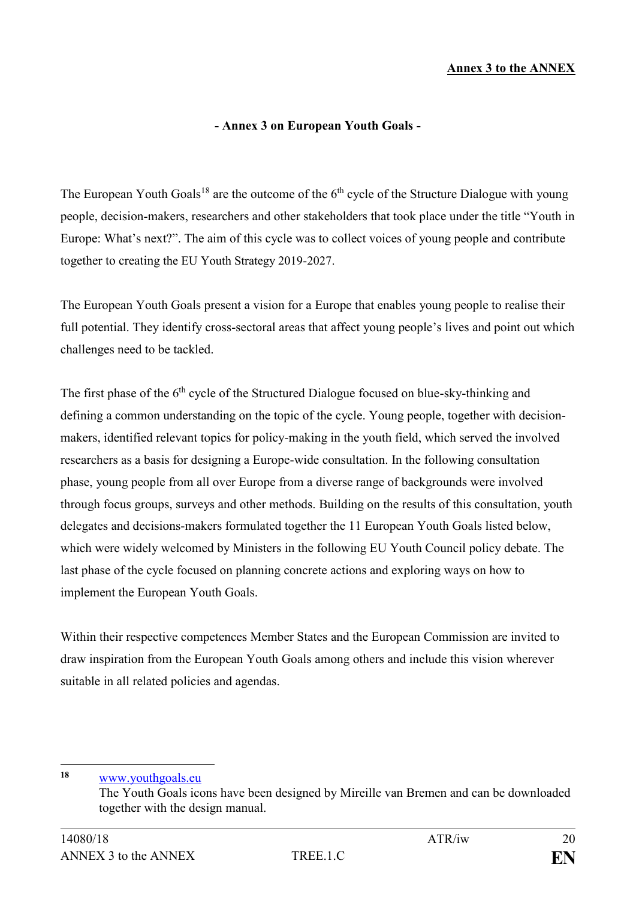**Annex 3 to the ANNEX**

**- Annex 3 on European Youth Goals -**

The European Youth Goals[18] are the outcome of the 6th cycle of the Structure Dialogue with young people, decision-makers, researchers and other stakeholders that took place under the title "Youth in Europe: What's next?". The aim of this cycle was to collect voices of young people and contribute together to creating the EU Youth Strategy 2019-2027.

The European Youth Goals present a vision for a Europe that enables young people to realise their full potential. They identify cross-sectoral areas that affect young people's lives and point out which challenges need to be tackled.

The first phase of the 6th cycle of the Structured Dialogue focused on blue-sky-thinking and defining a common understanding on the topic of the cycle. Young people, together with decision-makers, identified relevant topics for policy-making in the youth field, which served the involved researchers as a basis for designing a Europe-wide consultation. In the following consultation phase, young people from all over Europe from a diverse range of backgrounds were involved through focus groups, surveys and other methods. Building on the results of this consultation, youth delegates and decisions-makers formulated together the 11 European Youth Goals listed below, which were widely welcomed by Ministers in the following EU Youth Council policy debate. The last phase of the cycle focused on planning concrete actions and exploring ways on how to implement the European Youth Goals.

Within their respective competences Member States and the European Commission are invited to draw inspiration from the European Youth Goals among others and include this vision wherever suitable in all related policies and agendas.

---

[18] www.youthgoals.eu
The Youth Goals icons have been designed by Mireille van Bremen and can be downloaded together with the design manual.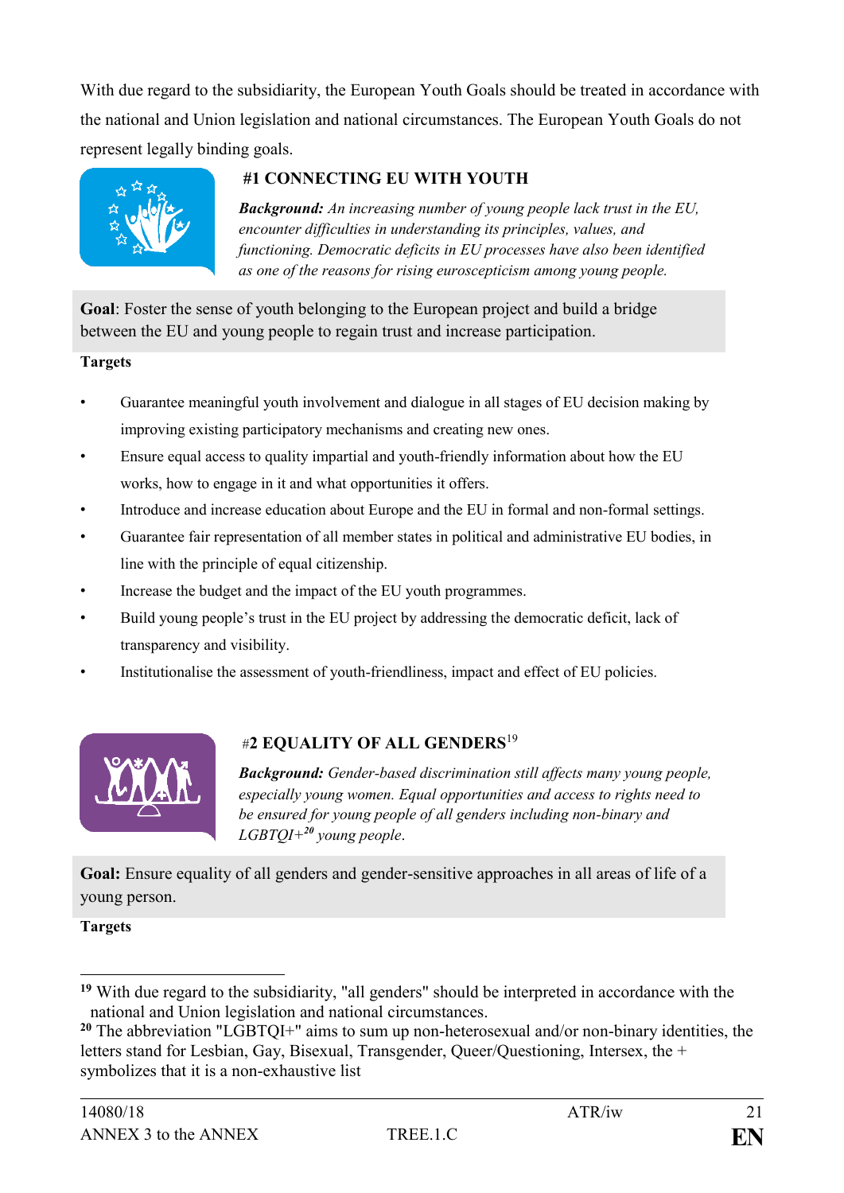With due regard to the subsidiarity, the European Youth Goals should be treated in accordance with the national and Union legislation and national circumstances. The European Youth Goals do not represent legally binding goals.

### #1 CONNECTING EU WITH YOUTH

***Background:*** *An increasing number of young people lack trust in the EU, encounter difficulties in understanding its principles, values, and functioning. Democratic deficits in EU processes have also been identified as one of the reasons for rising euroscepticism among young people.*

**Goal**: Foster the sense of youth belonging to the European project and build a bridge between the EU and young people to regain trust and increase participation.

**Targets**

- Guarantee meaningful youth involvement and dialogue in all stages of EU decision making by improving existing participatory mechanisms and creating new ones.
- Ensure equal access to quality impartial and youth-friendly information about how the EU works, how to engage in it and what opportunities it offers.
- Introduce and increase education about Europe and the EU in formal and non-formal settings.
- Guarantee fair representation of all member states in political and administrative EU bodies, in line with the principle of equal citizenship.
- Increase the budget and the impact of the EU youth programmes.
- Build young people's trust in the EU project by addressing the democratic deficit, lack of transparency and visibility.
- Institutionalise the assessment of youth-friendliness, impact and effect of EU policies.

### #2 EQUALITY OF ALL GENDERS[19]

***Background:*** *Gender-based discrimination still affects many young people, especially young women. Equal opportunities and access to rights need to be ensured for young people of all genders including non-binary and LGBTQI+[20] young people.*

**Goal:** Ensure equality of all genders and gender-sensitive approaches in all areas of life of a young person.

**Targets**

---

[19] With due regard to the subsidiarity, "all genders" should be interpreted in accordance with the national and Union legislation and national circumstances.

[20] The abbreviation "LGBTQI+" aims to sum up non-heterosexual and/or non-binary identities, the letters stand for Lesbian, Gay, Bisexual, Transgender, Queer/Questioning, Intersex, the + symbolizes that it is a non-exhaustive list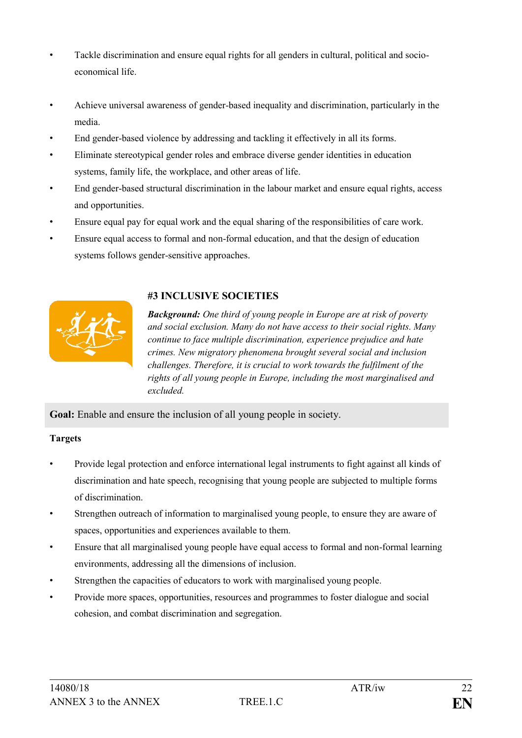- Tackle discrimination and ensure equal rights for all genders in cultural, political and socio-economical life.
- Achieve universal awareness of gender-based inequality and discrimination, particularly in the media.
- End gender-based violence by addressing and tackling it effectively in all its forms.
- Eliminate stereotypical gender roles and embrace diverse gender identities in education systems, family life, the workplace, and other areas of life.
- End gender-based structural discrimination in the labour market and ensure equal rights, access and opportunities.
- Ensure equal pay for equal work and the equal sharing of the responsibilities of care work.
- Ensure equal access to formal and non-formal education, and that the design of education systems follows gender-sensitive approaches.

### #3 INCLUSIVE SOCIETIES

***Background:*** *One third of young people in Europe are at risk of poverty and social exclusion. Many do not have access to their social rights. Many continue to face multiple discrimination, experience prejudice and hate crimes. New migratory phenomena brought several social and inclusion challenges. Therefore, it is crucial to work towards the fulfilment of the rights of all young people in Europe, including the most marginalised and excluded.*

**Goal:** Enable and ensure the inclusion of all young people in society.

**Targets**

- Provide legal protection and enforce international legal instruments to fight against all kinds of discrimination and hate speech, recognising that young people are subjected to multiple forms of discrimination.
- Strengthen outreach of information to marginalised young people, to ensure they are aware of spaces, opportunities and experiences available to them.
- Ensure that all marginalised young people have equal access to formal and non-formal learning environments, addressing all the dimensions of inclusion.
- Strengthen the capacities of educators to work with marginalised young people.
- Provide more spaces, opportunities, resources and programmes to foster dialogue and social cohesion, and combat discrimination and segregation.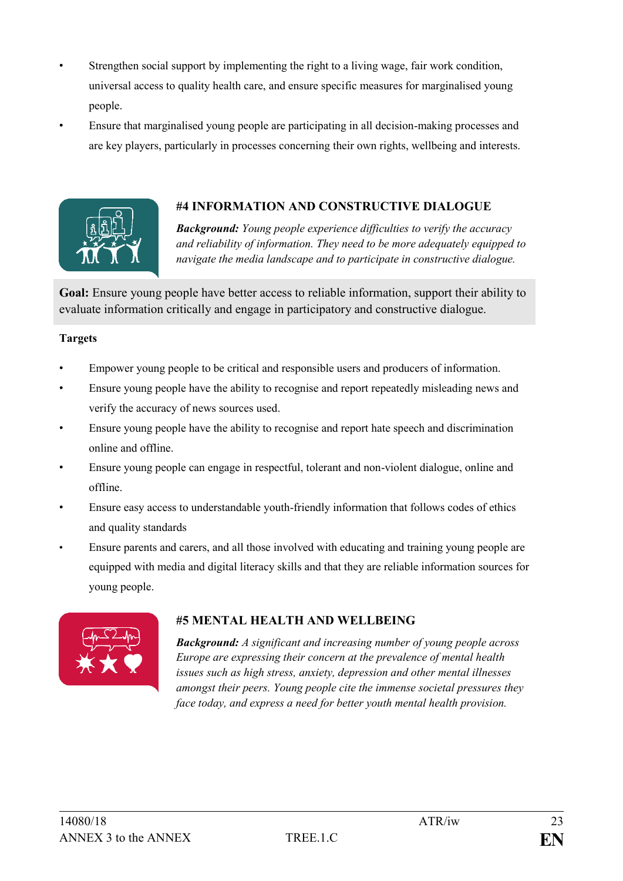- Strengthen social support by implementing the right to a living wage, fair work condition, universal access to quality health care, and ensure specific measures for marginalised young people.
- Ensure that marginalised young people are participating in all decision-making processes and are key players, particularly in processes concerning their own rights, wellbeing and interests.

## #4 INFORMATION AND CONSTRUCTIVE DIALOGUE

***Background:*** *Young people experience difficulties to verify the accuracy and reliability of information. They need to be more adequately equipped to navigate the media landscape and to participate in constructive dialogue.*

**Goal:** Ensure young people have better access to reliable information, support their ability to evaluate information critically and engage in participatory and constructive dialogue.

**Targets**

- Empower young people to be critical and responsible users and producers of information.
- Ensure young people have the ability to recognise and report repeatedly misleading news and verify the accuracy of news sources used.
- Ensure young people have the ability to recognise and report hate speech and discrimination online and offline.
- Ensure young people can engage in respectful, tolerant and non-violent dialogue, online and offline.
- Ensure easy access to understandable youth-friendly information that follows codes of ethics and quality standards
- Ensure parents and carers, and all those involved with educating and training young people are equipped with media and digital literacy skills and that they are reliable information sources for young people.

## #5 MENTAL HEALTH AND WELLBEING

***Background:*** *A significant and increasing number of young people across Europe are expressing their concern at the prevalence of mental health issues such as high stress, anxiety, depression and other mental illnesses amongst their peers. Young people cite the immense societal pressures they face today, and express a need for better youth mental health provision.*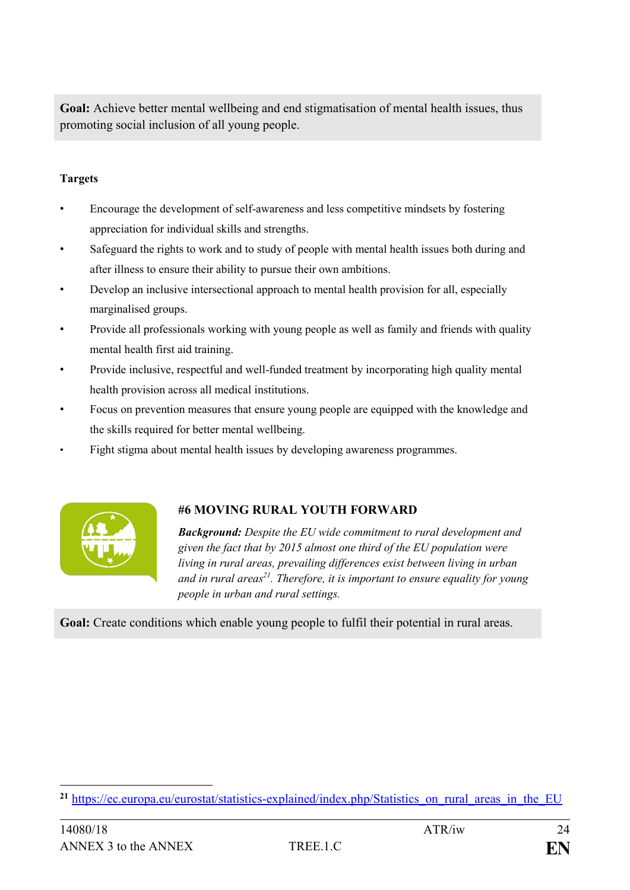**Goal:** Achieve better mental wellbeing and end stigmatisation of mental health issues, thus promoting social inclusion of all young people.

**Targets**

- Encourage the development of self-awareness and less competitive mindsets by fostering appreciation for individual skills and strengths.
- Safeguard the rights to work and to study of people with mental health issues both during and after illness to ensure their ability to pursue their own ambitions.
- Develop an inclusive intersectional approach to mental health provision for all, especially marginalised groups.
- Provide all professionals working with young people as well as family and friends with quality mental health first aid training.
- Provide inclusive, respectful and well-funded treatment by incorporating high quality mental health provision across all medical institutions.
- Focus on prevention measures that ensure young people are equipped with the knowledge and the skills required for better mental wellbeing.
- Fight stigma about mental health issues by developing awareness programmes.

## #6 MOVING RURAL YOUTH FORWARD

***Background:*** *Despite the EU wide commitment to rural development and given the fact that by 2015 almost one third of the EU population were living in rural areas, prevailing differences exist between living in urban and in rural areas[21]. Therefore, it is important to ensure equality for young people in urban and rural settings.*

**Goal:** Create conditions which enable young people to fulfil their potential in rural areas.

[21] https://ec.europa.eu/eurostat/statistics-explained/index.php/Statistics_on_rural_areas_in_the_EU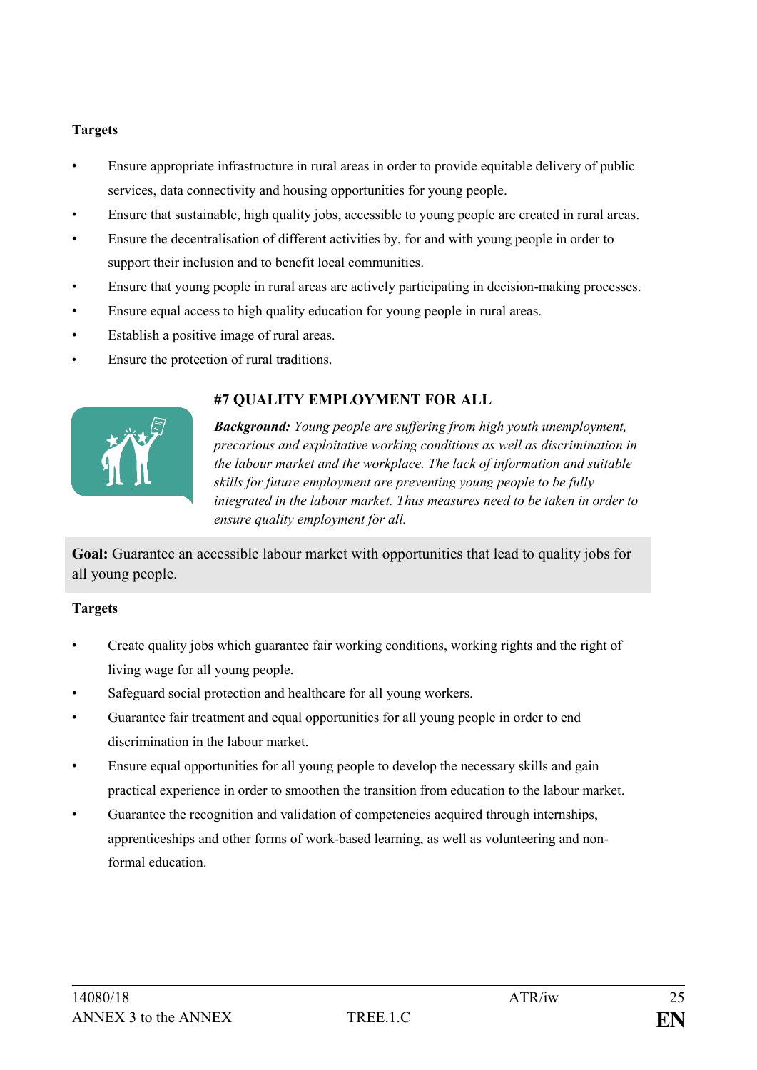**Targets**

- Ensure appropriate infrastructure in rural areas in order to provide equitable delivery of public services, data connectivity and housing opportunities for young people.
- Ensure that sustainable, high quality jobs, accessible to young people are created in rural areas.
- Ensure the decentralisation of different activities by, for and with young people in order to support their inclusion and to benefit local communities.
- Ensure that young people in rural areas are actively participating in decision-making processes.
- Ensure equal access to high quality education for young people in rural areas.
- Establish a positive image of rural areas.
- Ensure the protection of rural traditions.

## #7 QUALITY EMPLOYMENT FOR ALL

***Background:*** *Young people are suffering from high youth unemployment, precarious and exploitative working conditions as well as discrimination in the labour market and the workplace. The lack of information and suitable skills for future employment are preventing young people to be fully integrated in the labour market. Thus measures need to be taken in order to ensure quality employment for all.*

**Goal:** Guarantee an accessible labour market with opportunities that lead to quality jobs for all young people.

**Targets**

- Create quality jobs which guarantee fair working conditions, working rights and the right of living wage for all young people.
- Safeguard social protection and healthcare for all young workers.
- Guarantee fair treatment and equal opportunities for all young people in order to end discrimination in the labour market.
- Ensure equal opportunities for all young people to develop the necessary skills and gain practical experience in order to smoothen the transition from education to the labour market.
- Guarantee the recognition and validation of competencies acquired through internships, apprenticeships and other forms of work-based learning, as well as volunteering and non-formal education.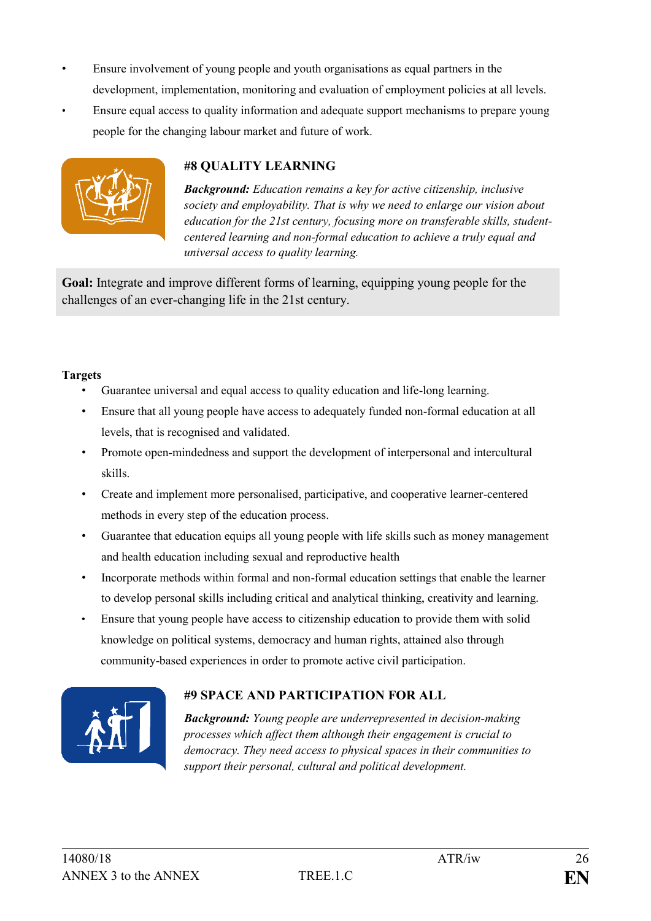- Ensure involvement of young people and youth organisations as equal partners in the development, implementation, monitoring and evaluation of employment policies at all levels.
- Ensure equal access to quality information and adequate support mechanisms to prepare young people for the changing labour market and future of work.

## #8 QUALITY LEARNING

***Background:*** *Education remains a key for active citizenship, inclusive society and employability. That is why we need to enlarge our vision about education for the 21st century, focusing more on transferable skills, student-centered learning and non-formal education to achieve a truly equal and universal access to quality learning.*

**Goal:** Integrate and improve different forms of learning, equipping young people for the challenges of an ever-changing life in the 21st century.

**Targets**

- Guarantee universal and equal access to quality education and life-long learning.
- Ensure that all young people have access to adequately funded non-formal education at all levels, that is recognised and validated.
- Promote open-mindedness and support the development of interpersonal and intercultural skills.
- Create and implement more personalised, participative, and cooperative learner-centered methods in every step of the education process.
- Guarantee that education equips all young people with life skills such as money management and health education including sexual and reproductive health
- Incorporate methods within formal and non-formal education settings that enable the learner to develop personal skills including critical and analytical thinking, creativity and learning.
- Ensure that young people have access to citizenship education to provide them with solid knowledge on political systems, democracy and human rights, attained also through community-based experiences in order to promote active civil participation.

## #9 SPACE AND PARTICIPATION FOR ALL

***Background:*** *Young people are underrepresented in decision-making processes which affect them although their engagement is crucial to democracy. They need access to physical spaces in their communities to support their personal, cultural and political development.*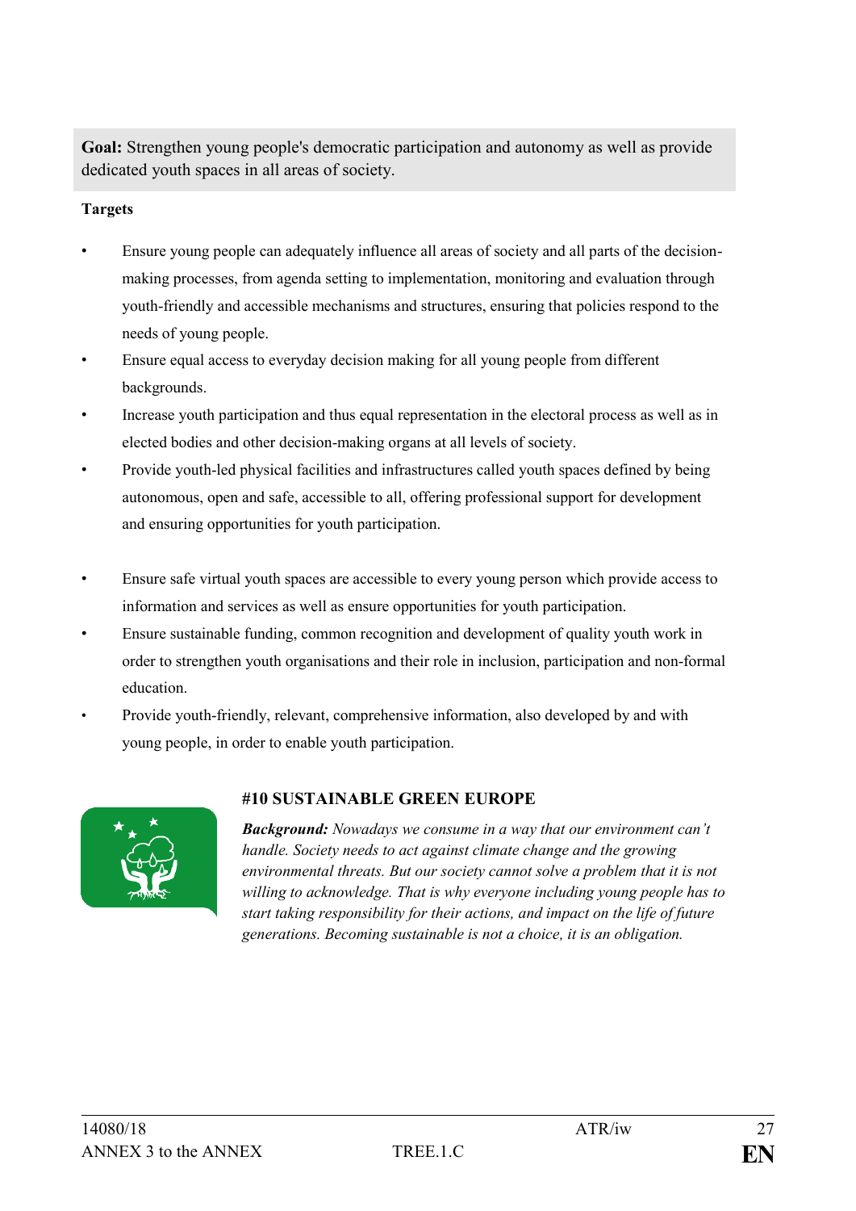**Goal:** Strengthen young people's democratic participation and autonomy as well as provide dedicated youth spaces in all areas of society.

**Targets**

- Ensure young people can adequately influence all areas of society and all parts of the decision-making processes, from agenda setting to implementation, monitoring and evaluation through youth-friendly and accessible mechanisms and structures, ensuring that policies respond to the needs of young people.
- Ensure equal access to everyday decision making for all young people from different backgrounds.
- Increase youth participation and thus equal representation in the electoral process as well as in elected bodies and other decision-making organs at all levels of society.
- Provide youth-led physical facilities and infrastructures called youth spaces defined by being autonomous, open and safe, accessible to all, offering professional support for development and ensuring opportunities for youth participation.
- Ensure safe virtual youth spaces are accessible to every young person which provide access to information and services as well as ensure opportunities for youth participation.
- Ensure sustainable funding, common recognition and development of quality youth work in order to strengthen youth organisations and their role in inclusion, participation and non-formal education.
- Provide youth-friendly, relevant, comprehensive information, also developed by and with young people, in order to enable youth participation.

### #10 SUSTAINABLE GREEN EUROPE

***Background:*** *Nowadays we consume in a way that our environment can't handle. Society needs to act against climate change and the growing environmental threats. But our society cannot solve a problem that it is not willing to acknowledge. That is why everyone including young people has to start taking responsibility for their actions, and impact on the life of future generations. Becoming sustainable is not a choice, it is an obligation.*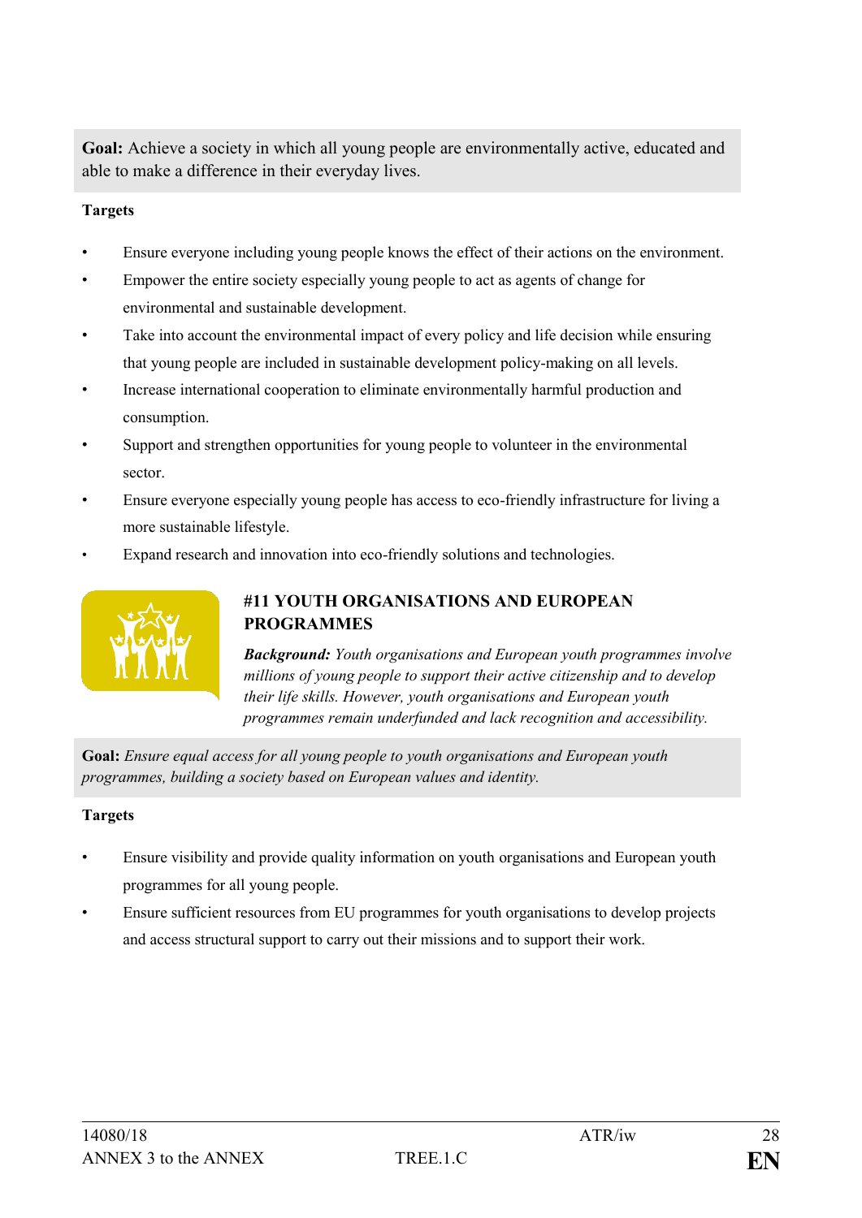**Goal:** Achieve a society in which all young people are environmentally active, educated and able to make a difference in their everyday lives.

**Targets**

- Ensure everyone including young people knows the effect of their actions on the environment.
- Empower the entire society especially young people to act as agents of change for environmental and sustainable development.
- Take into account the environmental impact of every policy and life decision while ensuring that young people are included in sustainable development policy-making on all levels.
- Increase international cooperation to eliminate environmentally harmful production and consumption.
- Support and strengthen opportunities for young people to volunteer in the environmental sector.
- Ensure everyone especially young people has access to eco-friendly infrastructure for living a more sustainable lifestyle.
- Expand research and innovation into eco-friendly solutions and technologies.

## #11 YOUTH ORGANISATIONS AND EUROPEAN PROGRAMMES

***Background:*** *Youth organisations and European youth programmes involve millions of young people to support their active citizenship and to develop their life skills. However, youth organisations and European youth programmes remain underfunded and lack recognition and accessibility.*

**Goal:** *Ensure equal access for all young people to youth organisations and European youth programmes, building a society based on European values and identity.*

**Targets**

- Ensure visibility and provide quality information on youth organisations and European youth programmes for all young people.
- Ensure sufficient resources from EU programmes for youth organisations to develop projects and access structural support to carry out their missions and to support their work.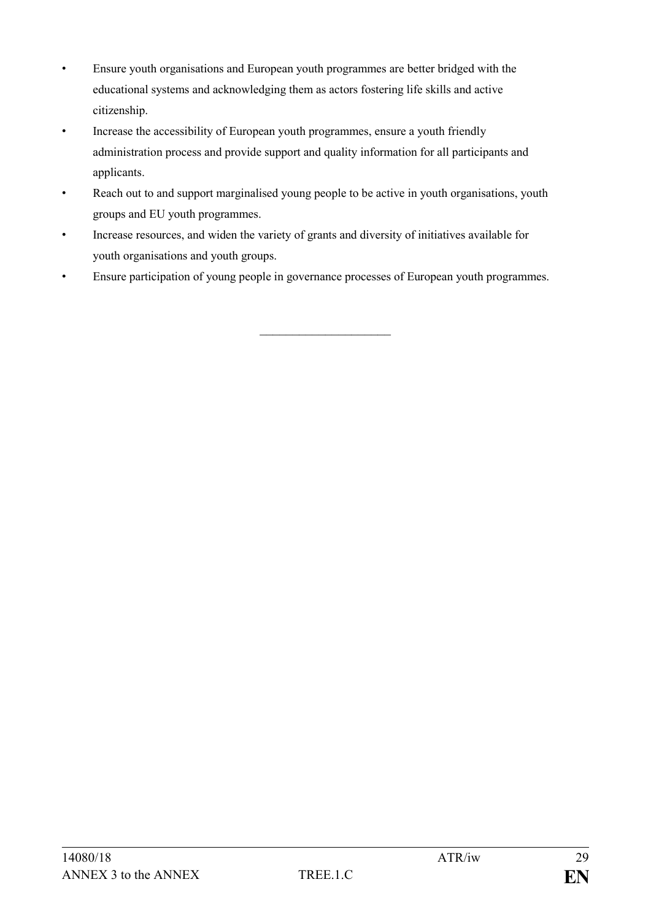- Ensure youth organisations and European youth programmes are better bridged with the educational systems and acknowledging them as actors fostering life skills and active citizenship.
- Increase the accessibility of European youth programmes, ensure a youth friendly administration process and provide support and quality information for all participants and applicants.
- Reach out to and support marginalised young people to be active in youth organisations, youth groups and EU youth programmes.
- Increase resources, and widen the variety of grants and diversity of initiatives available for youth organisations and youth groups.
- Ensure participation of young people in governance processes of European youth programmes.

---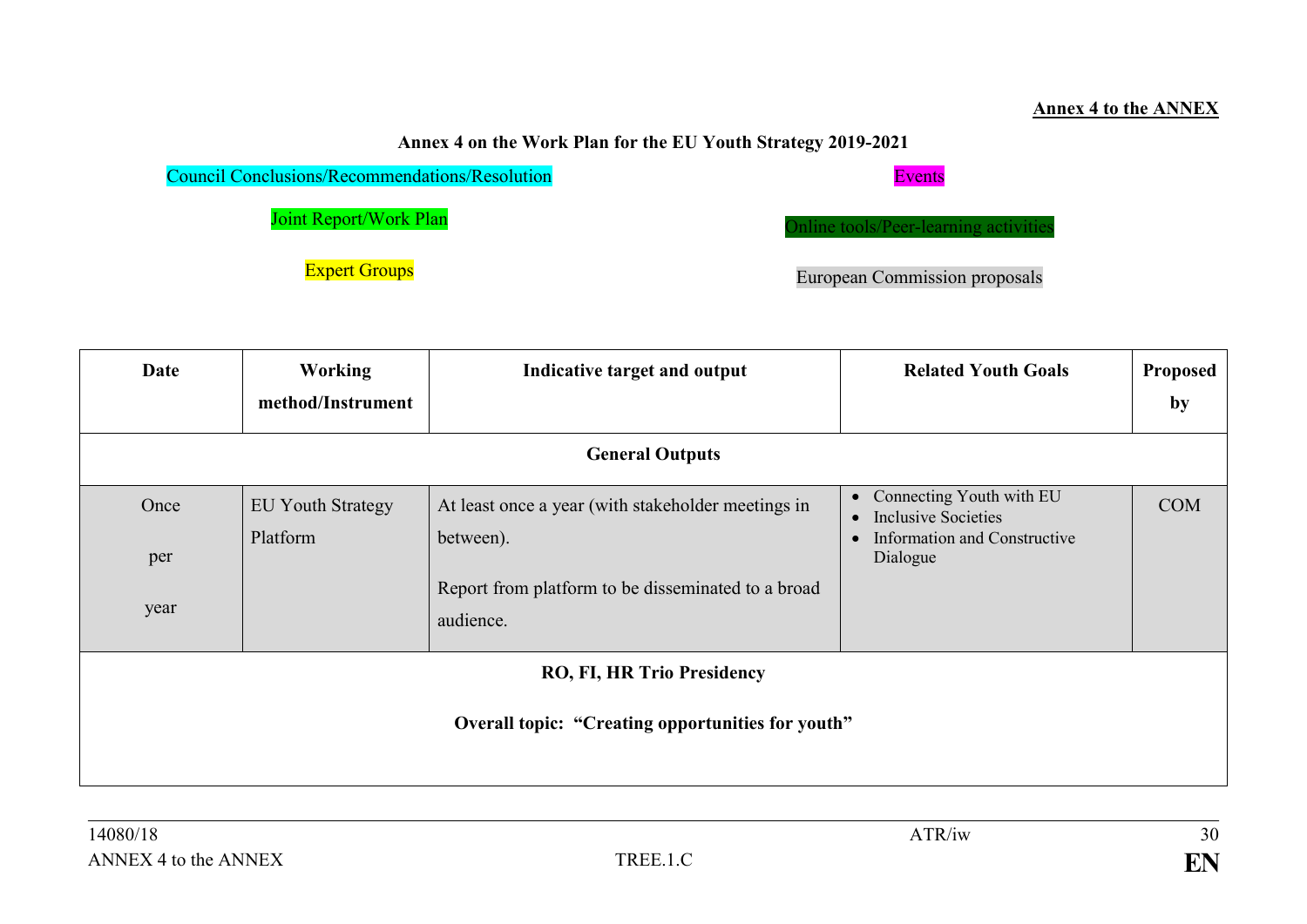**Annex 4 to the ANNEX**

**Annex 4 on the Work Plan for the EU Youth Strategy 2019-2021**

Council Conclusions/Recommendations/Resolution

Events

Joint Report/Work Plan

Online tools/Peer-learning activities

Expert Groups

European Commission proposals

| Date | Working method/Instrument | Indicative target and output | Related Youth Goals | Proposed by |
|---|---|---|---|---|
| **General Outputs** | | | | |
| Once per year | EU Youth Strategy Platform | At least once a year (with stakeholder meetings in between).<br><br>Report from platform to be disseminated to a broad audience. | • Connecting Youth with EU<br>• Inclusive Societies<br>• Information and Constructive Dialogue | COM |
| **RO, FI, HR Trio Presidency**<br><br>**Overall topic: "Creating opportunities for youth"** | | | | |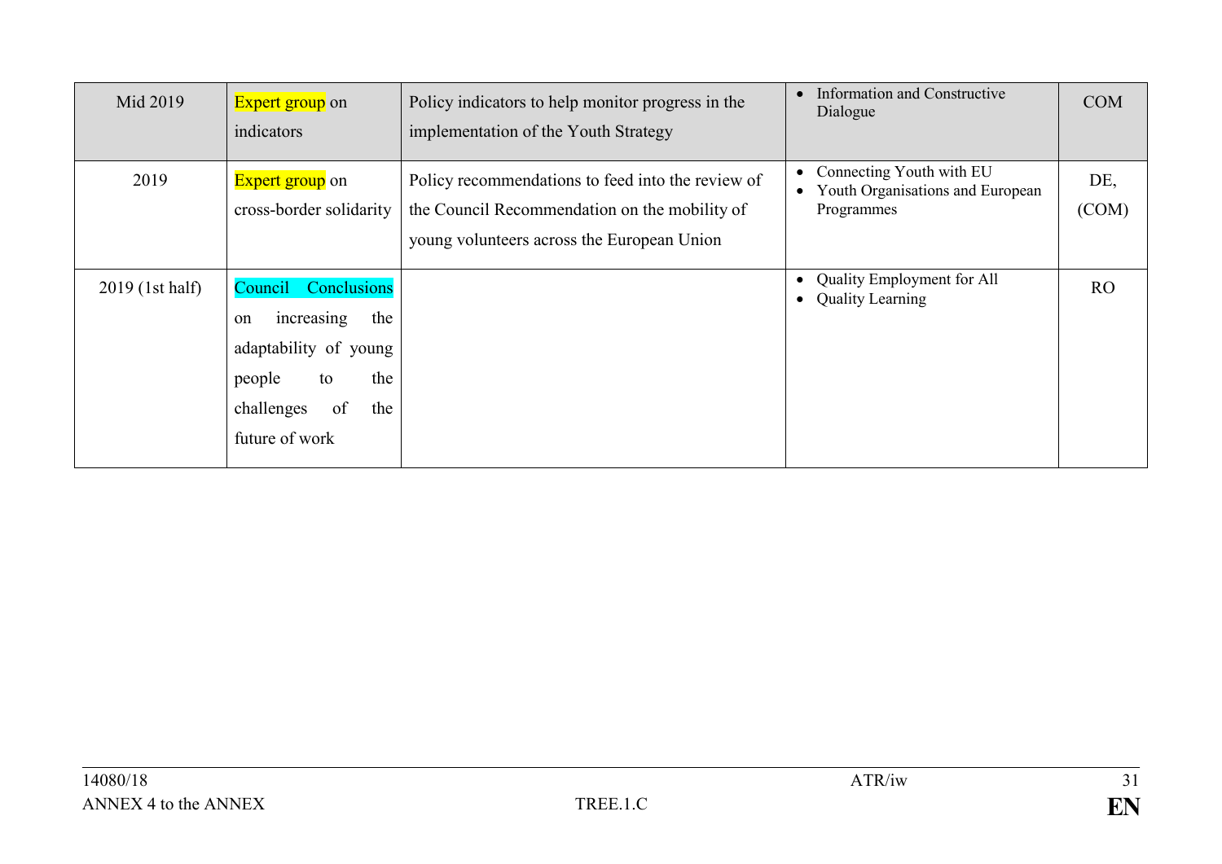| Mid 2019 | Expert group on indicators | Policy indicators to help monitor progress in the implementation of the Youth Strategy | • Information and Constructive Dialogue | COM |
|---|---|---|---|---|
| 2019 | Expert group on cross-border solidarity | Policy recommendations to feed into the review of the Council Recommendation on the mobility of young volunteers across the European Union | • Connecting Youth with EU<br>• Youth Organisations and European Programmes | DE, (COM) |
| 2019 (1st half) | Council Conclusions on increasing the adaptability of young people to the challenges of the future of work | | • Quality Employment for All<br>• Quality Learning | RO |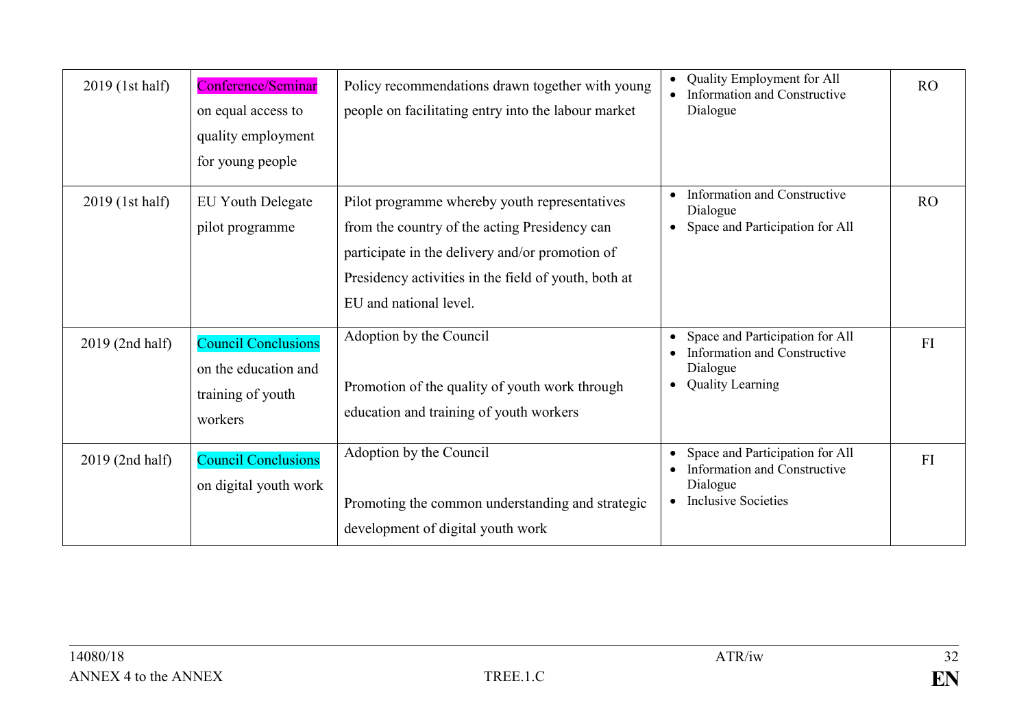| 2019 (1st half) | Conference/Seminar on equal access to quality employment for young people | Policy recommendations drawn together with young people on facilitating entry into the labour market | • Quality Employment for All<br>• Information and Constructive Dialogue | RO |
|---|---|---|---|---|
| 2019 (1st half) | EU Youth Delegate pilot programme | Pilot programme whereby youth representatives from the country of the acting Presidency can participate in the delivery and/or promotion of Presidency activities in the field of youth, both at EU and national level. | • Information and Constructive Dialogue<br>• Space and Participation for All | RO |
| 2019 (2nd half) | Council Conclusions on the education and training of youth workers | Adoption by the Council<br><br>Promotion of the quality of youth work through education and training of youth workers | • Space and Participation for All<br>• Information and Constructive Dialogue<br>• Quality Learning | FI |
| 2019 (2nd half) | Council Conclusions on digital youth work | Adoption by the Council<br><br>Promoting the common understanding and strategic development of digital youth work | • Space and Participation for All<br>• Information and Constructive Dialogue<br>• Inclusive Societies | FI |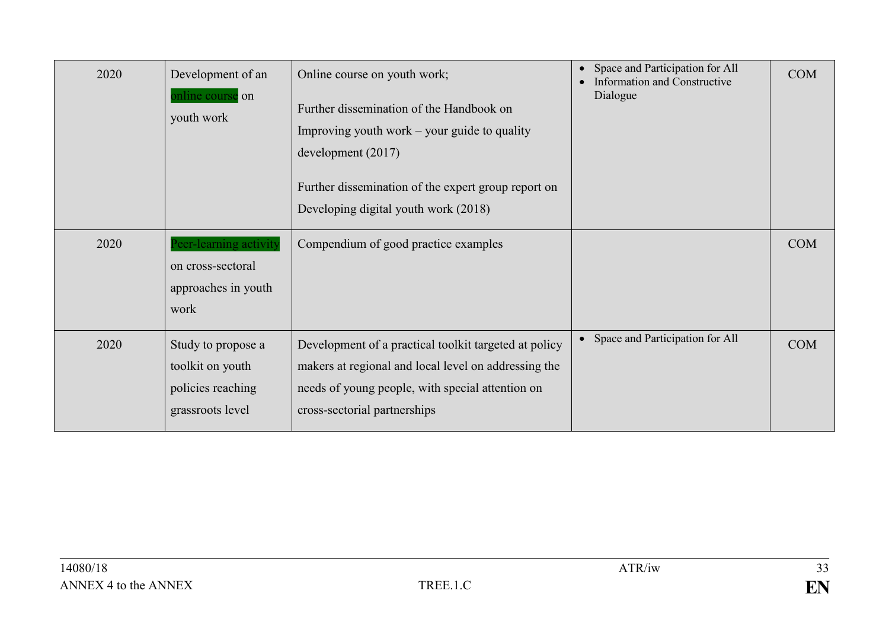| | | | | |
|---|---|---|---|---|
| 2020 | Development of an online course on youth work | Online course on youth work;<br><br>Further dissemination of the Handbook on Improving youth work – your guide to quality development (2017)<br><br>Further dissemination of the expert group report on Developing digital youth work (2018) | • Space and Participation for All<br>• Information and Constructive Dialogue | COM |
| 2020 | Peer-learning activity on cross-sectoral approaches in youth work | Compendium of good practice examples | | COM |
| 2020 | Study to propose a toolkit on youth policies reaching grassroots level | Development of a practical toolkit targeted at policy makers at regional and local level on addressing the needs of young people, with special attention on cross-sectorial partnerships | • Space and Participation for All | COM |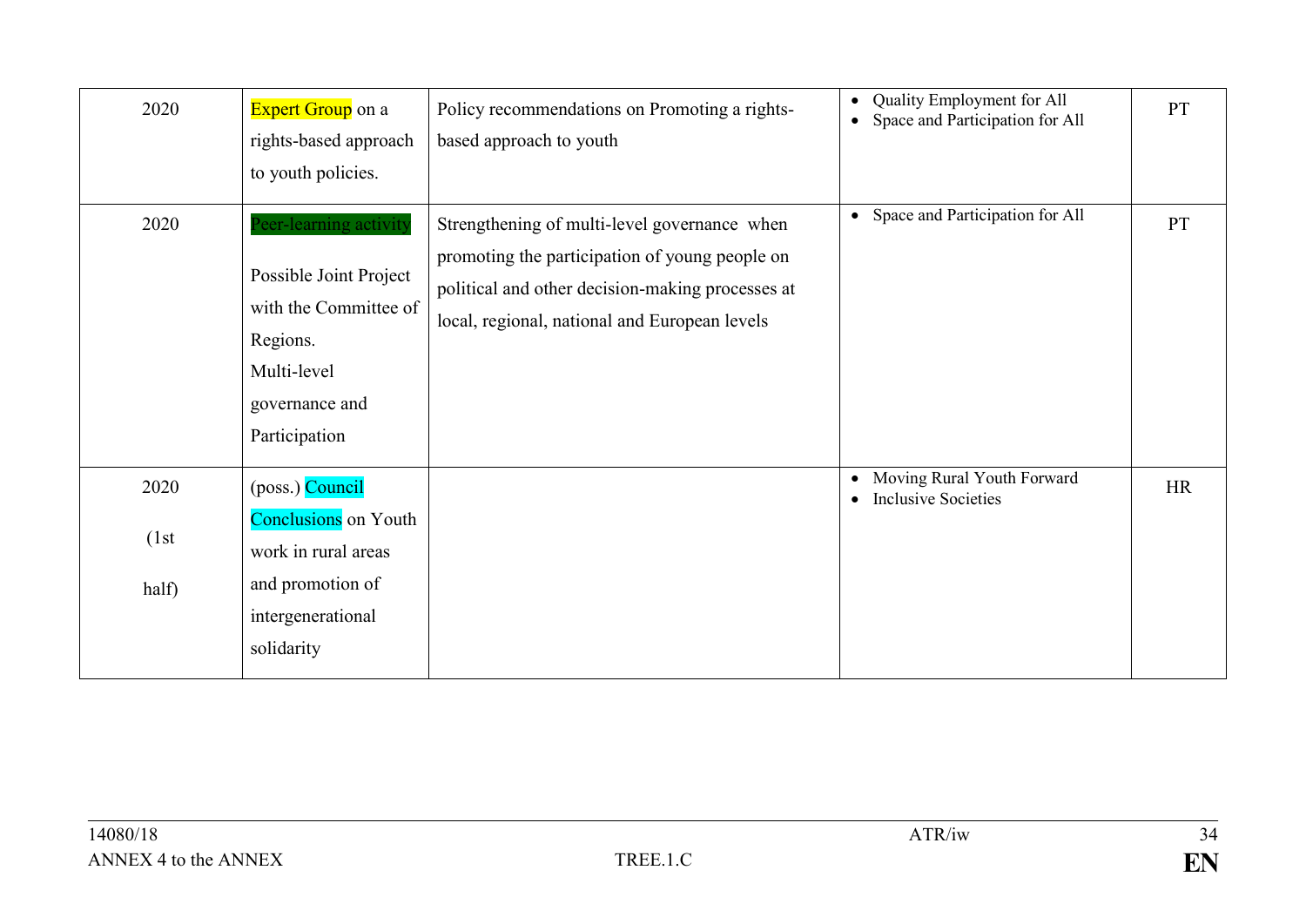| 2020 | Expert Group on a rights-based approach to youth policies. | Policy recommendations on Promoting a rights-based approach to youth | • Quality Employment for All<br>• Space and Participation for All | PT |
|---|---|---|---|---|
| 2020 | Peer-learning activity<br><br>Possible Joint Project with the Committee of Regions.<br>Multi-level governance and Participation | Strengthening of multi-level governance when promoting the participation of young people on political and other decision-making processes at local, regional, national and European levels | • Space and Participation for All | PT |
| 2020 (1st half) | (poss.) Council Conclusions on Youth work in rural areas and promotion of intergenerational solidarity | | • Moving Rural Youth Forward<br>• Inclusive Societies | HR |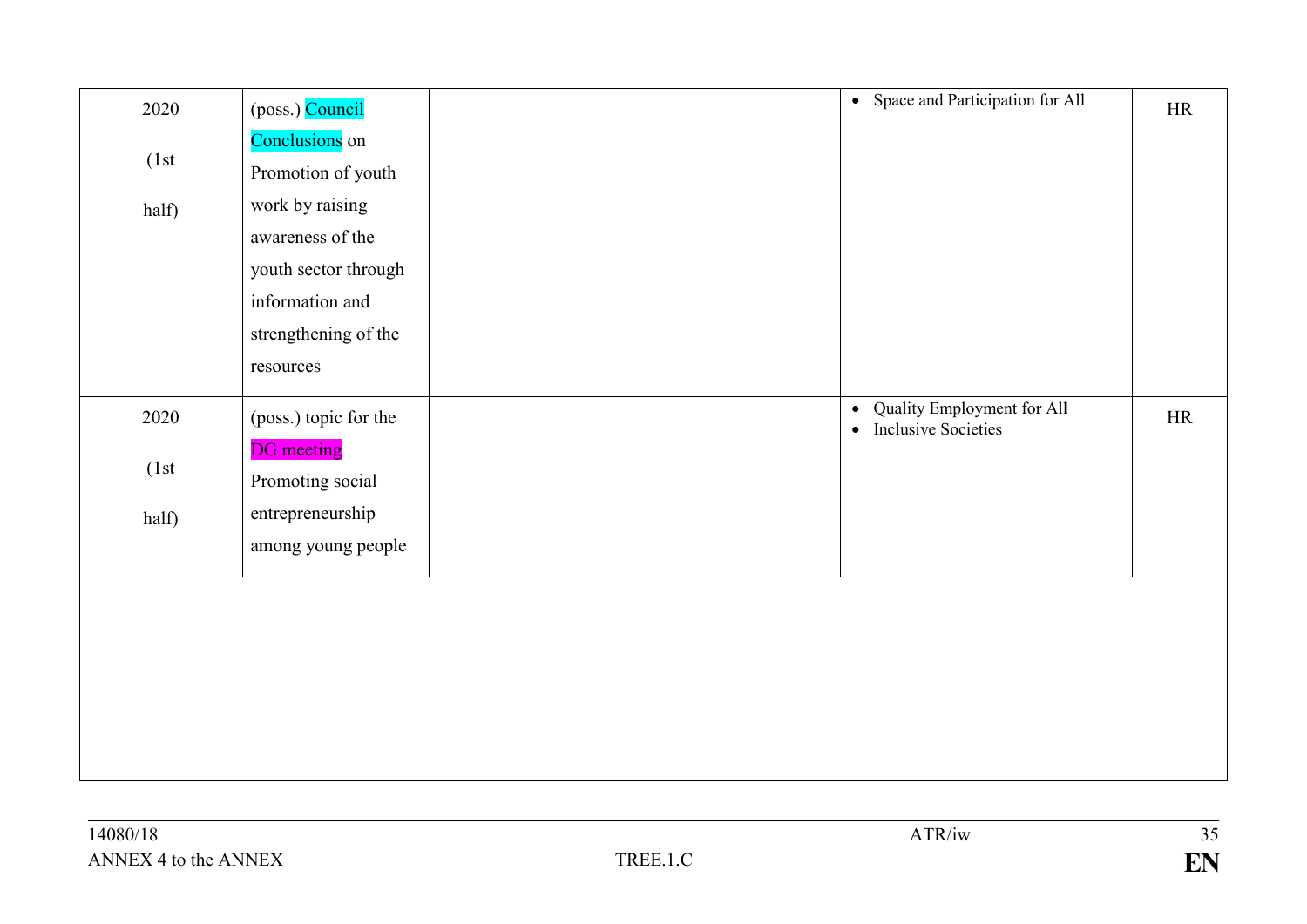| | | | | |
|---|---|---|---|---|
| 2020 (1st half) | (poss.) Council Conclusions on Promotion of youth work by raising awareness of the youth sector through information and strengthening of the resources | | • Space and Participation for All | HR |
| 2020 (1st half) | (poss.) topic for the DG meeting Promoting social entrepreneurship among young people | | • Quality Employment for All<br>• Inclusive Societies | HR |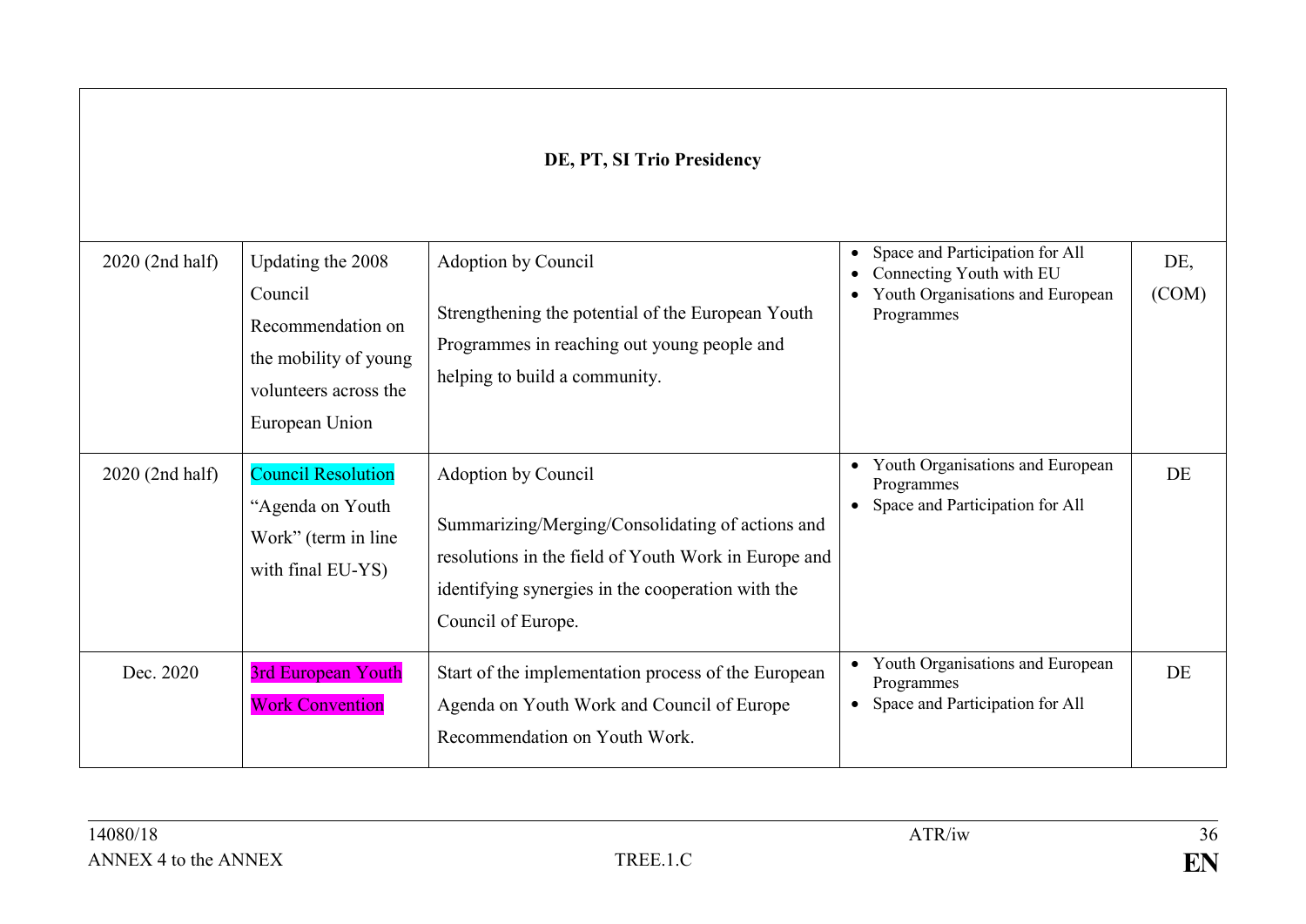| DE, PT, SI Trio Presidency | | | | |
|---|---|---|---|---|
| 2020 (2nd half) | Updating the 2008 Council Recommendation on the mobility of young volunteers across the European Union | Adoption by Council<br><br>Strengthening the potential of the European Youth Programmes in reaching out young people and helping to build a community. | • Space and Participation for All<br>• Connecting Youth with EU<br>• Youth Organisations and European Programmes | DE, (COM) |
| 2020 (2nd half) | Council Resolution "Agenda on Youth Work" (term in line with final EU-YS) | Adoption by Council<br><br>Summarizing/Merging/Consolidating of actions and resolutions in the field of Youth Work in Europe and identifying synergies in the cooperation with the Council of Europe. | • Youth Organisations and European Programmes<br>• Space and Participation for All | DE |
| Dec. 2020 | 3rd European Youth Work Convention | Start of the implementation process of the European Agenda on Youth Work and Council of Europe Recommendation on Youth Work. | • Youth Organisations and European Programmes<br>• Space and Participation for All | DE |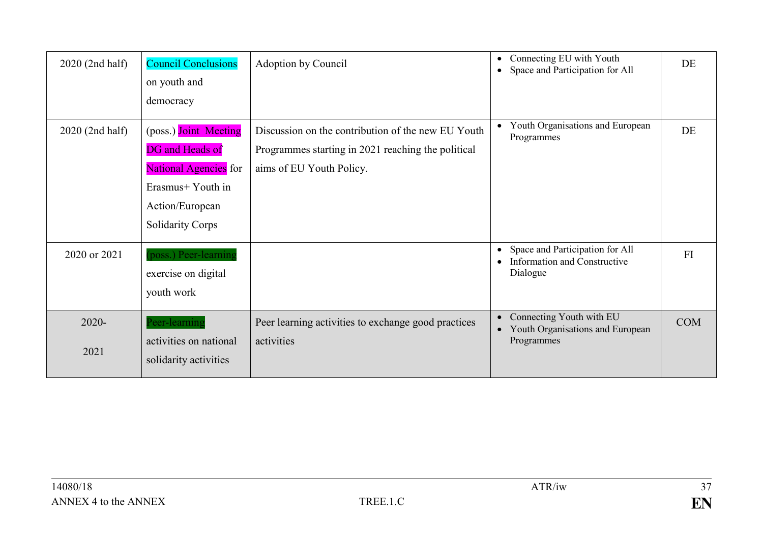| | | | | |
|---|---|---|---|---|
| 2020 (2nd half) | Council Conclusions on youth and democracy | Adoption by Council | • Connecting EU with Youth<br>• Space and Participation for All | DE |
| 2020 (2nd half) | (poss.) Joint Meeting DG and Heads of National Agencies for Erasmus+ Youth in Action/European Solidarity Corps | Discussion on the contribution of the new EU Youth Programmes starting in 2021 reaching the political aims of EU Youth Policy. | • Youth Organisations and European Programmes | DE |
| 2020 or 2021 | (poss.) Peer-learning exercise on digital youth work | | • Space and Participation for All<br>• Information and Constructive Dialogue | FI |
| 2020-2021 | Peer-learning activities on national solidarity activities | Peer learning activities to exchange good practices activities | • Connecting Youth with EU<br>• Youth Organisations and European Programmes | COM |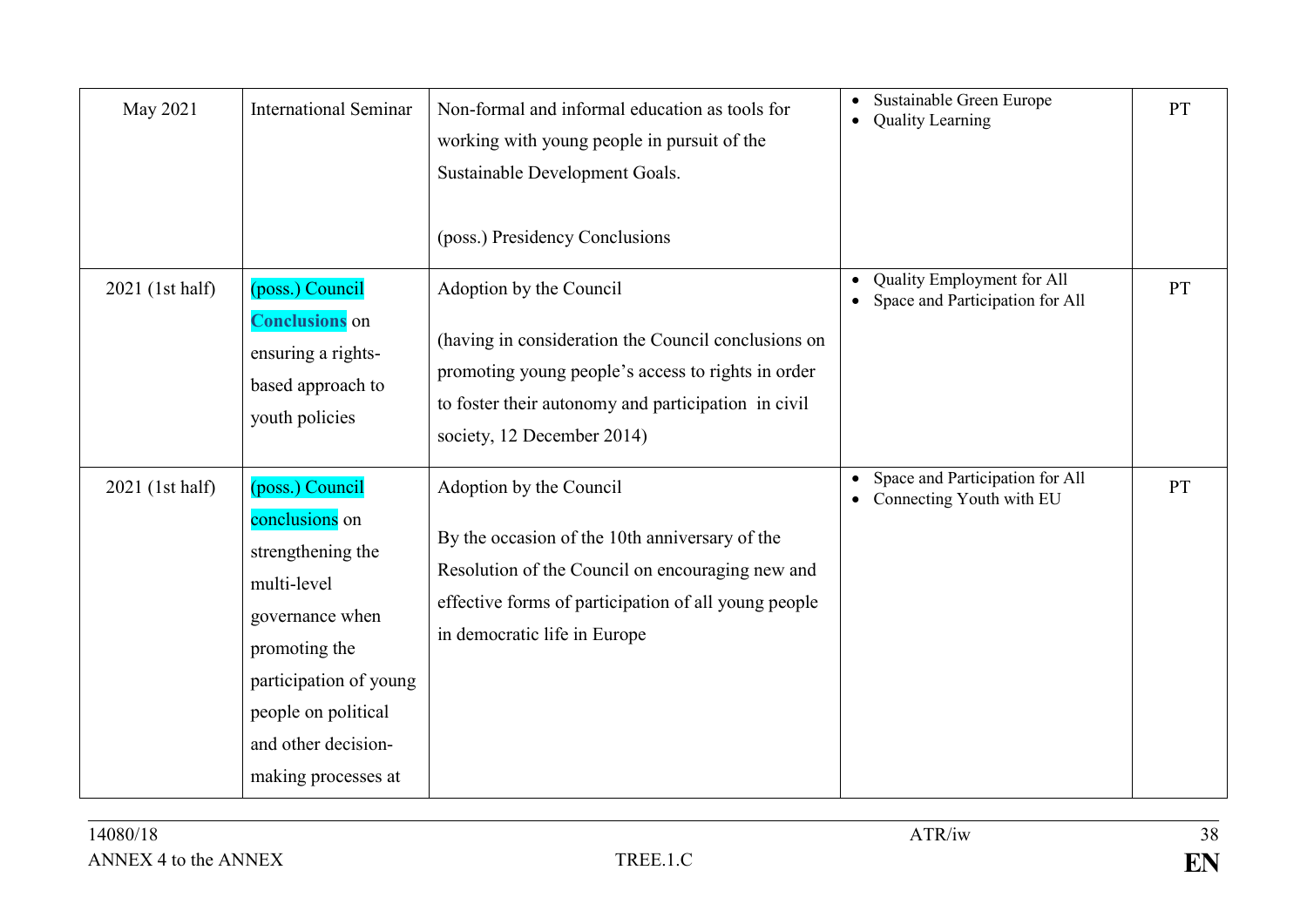| May 2021 | International Seminar | Non-formal and informal education as tools for working with young people in pursuit of the Sustainable Development Goals.<br><br>(poss.) Presidency Conclusions | • Sustainable Green Europe<br>• Quality Learning | PT |
|---|---|---|---|---|
| 2021 (1st half) | (poss.) Council **Conclusions** on ensuring a rights-based approach to youth policies | Adoption by the Council<br><br>(having in consideration the Council conclusions on promoting young people's access to rights in order to foster their autonomy and participation in civil society, 12 December 2014) | • Quality Employment for All<br>• Space and Participation for All | PT |
| 2021 (1st half) | (poss.) Council conclusions on strengthening the multi-level governance when promoting the participation of young people on political and other decision-making processes at | Adoption by the Council<br><br>By the occasion of the 10th anniversary of the Resolution of the Council on encouraging new and effective forms of participation of all young people in democratic life in Europe | • Space and Participation for All<br>• Connecting Youth with EU | PT |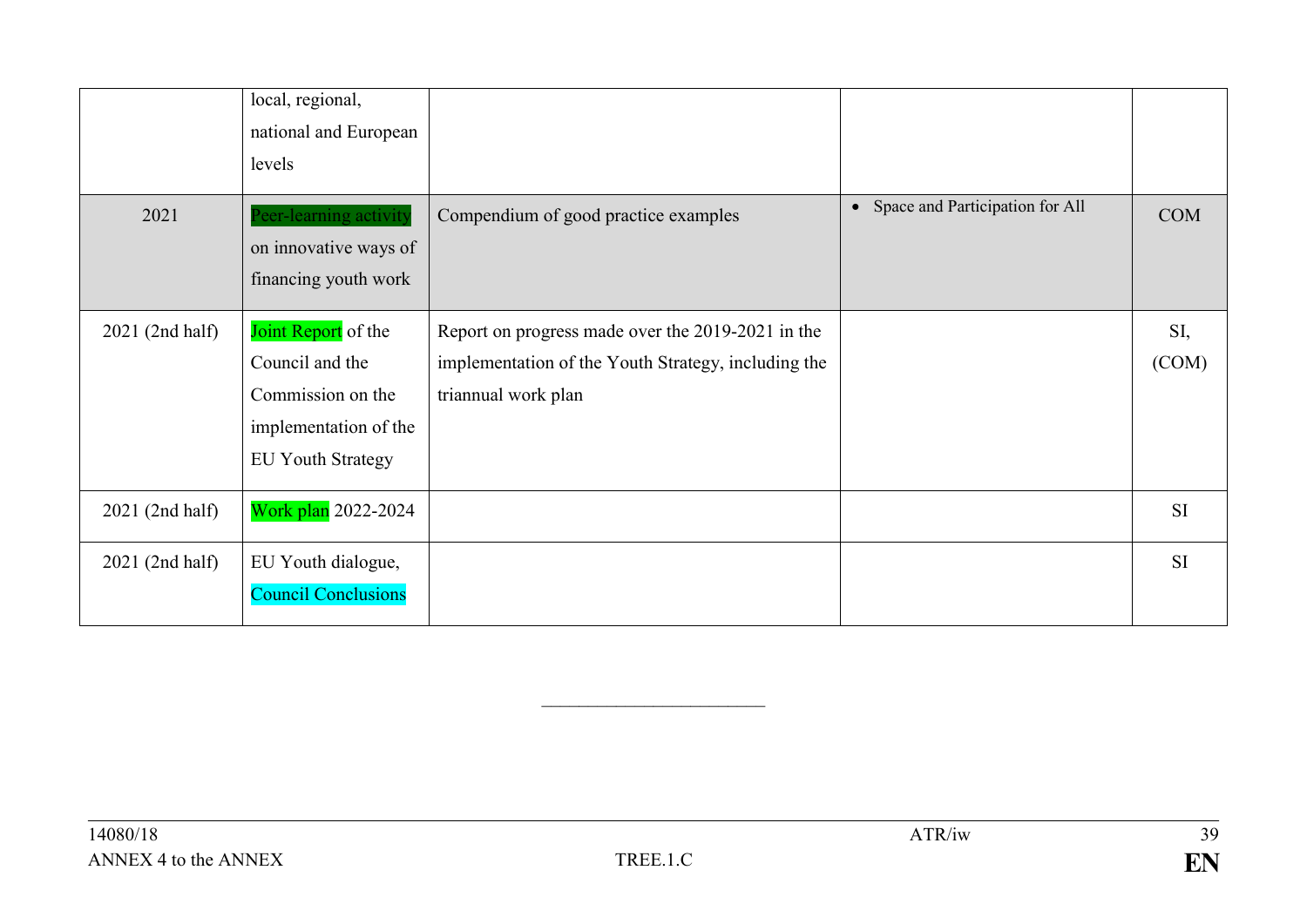| | | | | |
|---|---|---|---|---|
| | local, regional, national and European levels | | | |
| 2021 | Peer-learning activity on innovative ways of financing youth work | Compendium of good practice examples | • Space and Participation for All | COM |
| 2021 (2nd half) | Joint Report of the Council and the Commission on the implementation of the EU Youth Strategy | Report on progress made over the 2019-2021 in the implementation of the Youth Strategy, including the triannual work plan | | SI, (COM) |
| 2021 (2nd half) | Work plan 2022-2024 | | | SI |
| 2021 (2nd half) | EU Youth dialogue, Council Conclusions | | | SI |